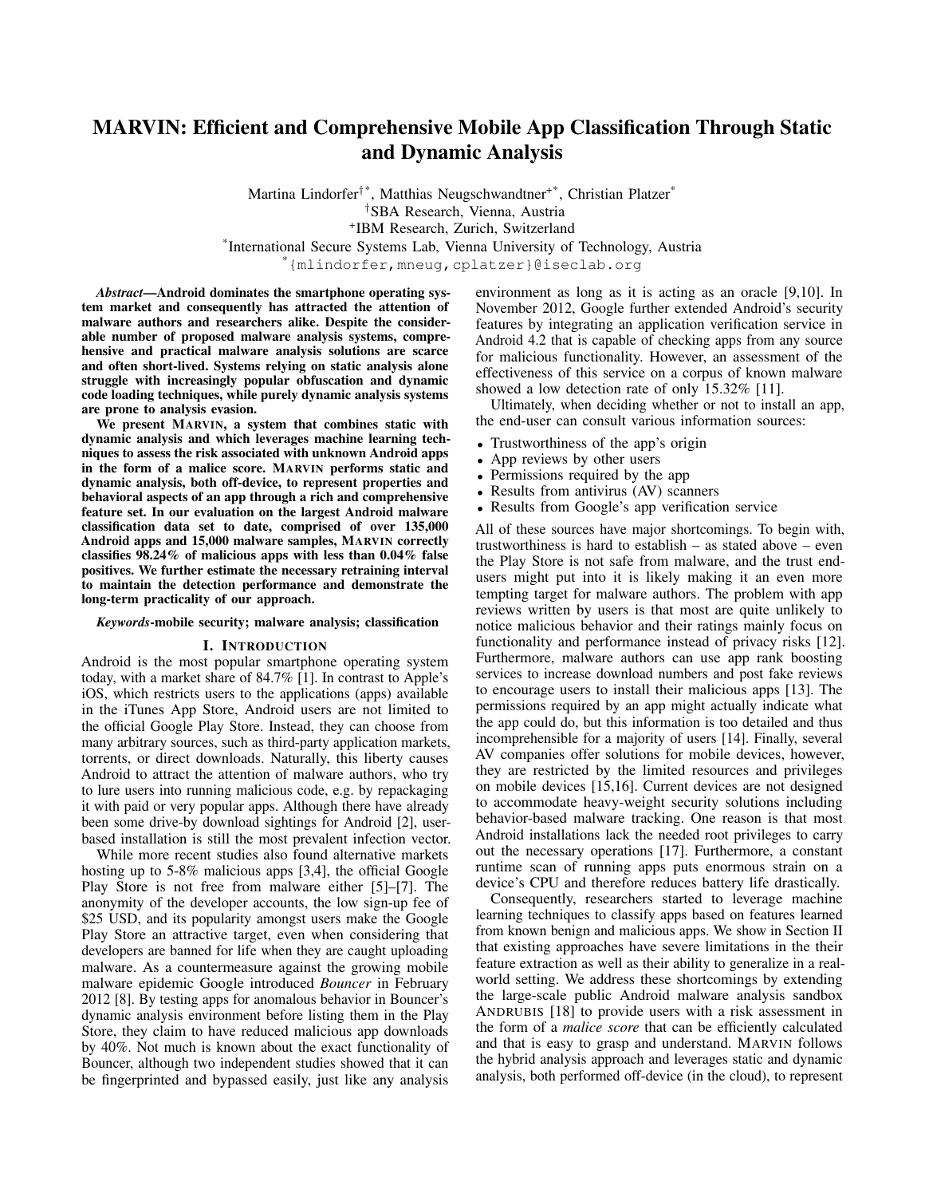# MARVIN: Efficient and Comprehensive Mobile App Classification Through Static and Dynamic Analysis

Martina Lindorfer[†*], Matthias Neugschwandtner[+*], Christian Platzer[*]

[†]SBA Research, Vienna, Austria

[+]IBM Research, Zurich, Switzerland

[*]International Secure Systems Lab, Vienna University of Technology, Austria

[*]{mlindorfer,mneug,cplatzer}@iseclab.org

***Abstract*—Android dominates the smartphone operating system market and consequently has attracted the attention of malware authors and researchers alike. Despite the considerable number of proposed malware analysis systems, comprehensive and practical malware analysis solutions are scarce and often short-lived. Systems relying on static analysis alone struggle with increasingly popular obfuscation and dynamic code loading techniques, while purely dynamic analysis systems are prone to analysis evasion.**

**We present MARVIN, a system that combines static with dynamic analysis and which leverages machine learning techniques to assess the risk associated with unknown Android apps in the form of a malice score. MARVIN performs static and dynamic analysis, both off-device, to represent properties and behavioral aspects of an app through a rich and comprehensive feature set. In our evaluation on the largest Android malware classification data set to date, comprised of over 135,000 Android apps and 15,000 malware samples, MARVIN correctly classifies 98.24% of malicious apps with less than 0.04% false positives. We further estimate the necessary retraining interval to maintain the detection performance and demonstrate the long-term practicality of our approach.**

***Keywords*-mobile security; malware analysis; classification**

## I. INTRODUCTION

Android is the most popular smartphone operating system today, with a market share of 84.7% [1]. In contrast to Apple's iOS, which restricts users to the applications (apps) available in the iTunes App Store, Android users are not limited to the official Google Play Store. Instead, they can choose from many arbitrary sources, such as third-party application markets, torrents, or direct downloads. Naturally, this liberty causes Android to attract the attention of malware authors, who try to lure users into running malicious code, e.g. by repackaging it with paid or very popular apps. Although there have already been some drive-by download sightings for Android [2], user-based installation is still the most prevalent infection vector.

While more recent studies also found alternative markets hosting up to 5-8% malicious apps [3,4], the official Google Play Store is not free from malware either [5]–[7]. The anonymity of the developer accounts, the low sign-up fee of $25 USD, and its popularity amongst users make the Google Play Store an attractive target, even when considering that developers are banned for life when they are caught uploading malware. As a countermeasure against the growing mobile malware epidemic Google introduced *Bouncer* in February 2012 [8]. By testing apps for anomalous behavior in Bouncer's dynamic analysis environment before listing them in the Play Store, they claim to have reduced malicious app downloads by 40%. Not much is known about the exact functionality of Bouncer, although two independent studies showed that it can be fingerprinted and bypassed easily, just like any analysis environment as long as it is acting as an oracle [9,10]. In November 2012, Google further extended Android's security features by integrating an application verification service in Android 4.2 that is capable of checking apps from any source for malicious functionality. However, an assessment of the effectiveness of this service on a corpus of known malware showed a low detection rate of only 15.32% [11].

Ultimately, when deciding whether or not to install an app, the end-user can consult various information sources:

- Trustworthiness of the app's origin
- App reviews by other users
- Permissions required by the app
- Results from antivirus (AV) scanners
- Results from Google's app verification service

All of these sources have major shortcomings. To begin with, trustworthiness is hard to establish – as stated above – even the Play Store is not safe from malware, and the trust end-users might put into it is likely making it an even more tempting target for malware authors. The problem with app reviews written by users is that most are quite unlikely to notice malicious behavior and their ratings mainly focus on functionality and performance instead of privacy risks [12]. Furthermore, malware authors can use app rank boosting services to increase download numbers and post fake reviews to encourage users to install their malicious apps [13]. The permissions required by an app might actually indicate what the app could do, but this information is too detailed and thus incomprehensible for a majority of users [14]. Finally, several AV companies offer solutions for mobile devices, however, they are restricted by the limited resources and privileges on mobile devices [15,16]. Current devices are not designed to accommodate heavy-weight security solutions including behavior-based malware tracking. One reason is that most Android installations lack the needed root privileges to carry out the necessary operations [17]. Furthermore, a constant runtime scan of running apps puts enormous strain on a device's CPU and therefore reduces battery life drastically.

Consequently, researchers started to leverage machine learning techniques to classify apps based on features learned from known benign and malicious apps. We show in Section II that existing approaches have severe limitations in the their feature extraction as well as their ability to generalize in a real-world setting. We address these shortcomings by extending the large-scale public Android malware analysis sandbox ANDRUBIS [18] to provide users with a risk assessment in the form of a *malice score* that can be efficiently calculated and that is easy to grasp and understand. MARVIN follows the hybrid analysis approach and leverages static and dynamic analysis, both performed off-device (in the cloud), to represent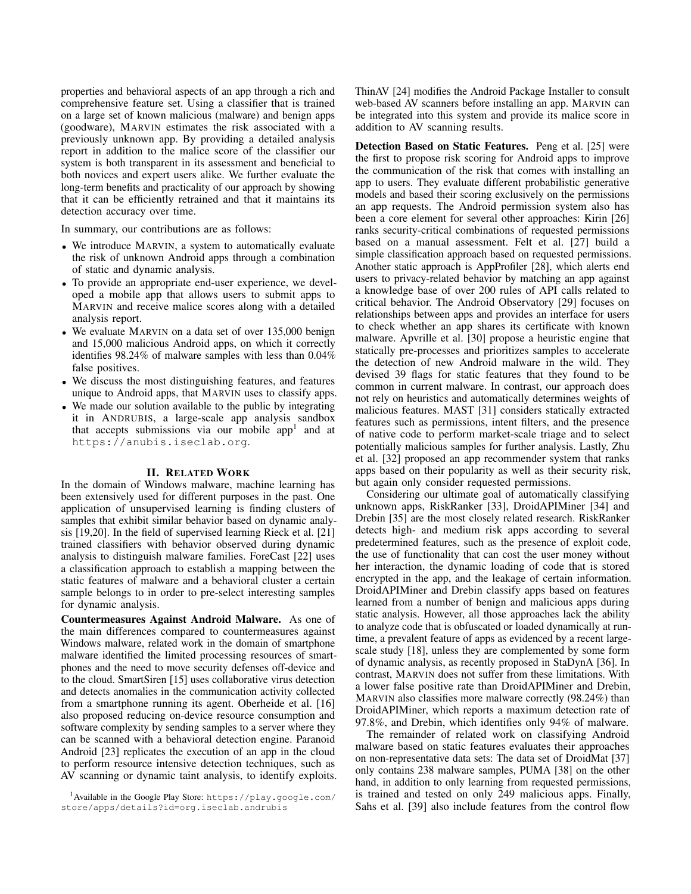properties and behavioral aspects of an app through a rich and comprehensive feature set. Using a classifier that is trained on a large set of known malicious (malware) and benign apps (goodware), MARVIN estimates the risk associated with a previously unknown app. By providing a detailed analysis report in addition to the malice score of the classifier our system is both transparent in its assessment and beneficial to both novices and expert users alike. We further evaluate the long-term benefits and practicality of our approach by showing that it can be efficiently retrained and that it maintains its detection accuracy over time.

In summary, our contributions are as follows:

- We introduce MARVIN, a system to automatically evaluate the risk of unknown Android apps through a combination of static and dynamic analysis.
- To provide an appropriate end-user experience, we developed a mobile app that allows users to submit apps to MARVIN and receive malice scores along with a detailed analysis report.
- We evaluate MARVIN on a data set of over 135,000 benign and 15,000 malicious Android apps, on which it correctly identifies 98.24% of malware samples with less than 0.04% false positives.
- We discuss the most distinguishing features, and features unique to Android apps, that MARVIN uses to classify apps.
- We made our solution available to the public by integrating it in ANDRUBIS, a large-scale app analysis sandbox that accepts submissions via our mobile app[1] and at https://anubis.iseclab.org.

[1]Available in the Google Play Store: https://play.google.com/store/apps/details?id=org.iseclab.andrubis

## II. RELATED WORK

In the domain of Windows malware, machine learning has been extensively used for different purposes in the past. One application of unsupervised learning is finding clusters of samples that exhibit similar behavior based on dynamic analysis [19,20]. In the field of supervised learning Rieck et al. [21] trained classifiers with behavior observed during dynamic analysis to distinguish malware families. ForeCast [22] uses a classification approach to establish a mapping between the static features of malware and a behavioral cluster a certain sample belongs to in order to pre-select interesting samples for dynamic analysis.

**Countermeasures Against Android Malware.** As one of the main differences compared to countermeasures against Windows malware, related work in the domain of smartphone malware identified the limited processing resources of smartphones and the need to move security defenses off-device and to the cloud. SmartSiren [15] uses collaborative virus detection and detects anomalies in the communication activity collected from a smartphone running its agent. Oberheide et al. [16] also proposed reducing on-device resource consumption and software complexity by sending samples to a server where they can be scanned with a behavioral detection engine. Paranoid Android [23] replicates the execution of an app in the cloud to perform resource intensive detection techniques, such as AV scanning or dynamic taint analysis, to identify exploits. ThinAV [24] modifies the Android Package Installer to consult web-based AV scanners before installing an app. MARVIN can be integrated into this system and provide its malice score in addition to AV scanning results.

**Detection Based on Static Features.** Peng et al. [25] were the first to propose risk scoring for Android apps to improve the communication of the risk that comes with installing an app to users. They evaluate different probabilistic generative models and based their scoring exclusively on the permissions an app requests. The Android permission system also has been a core element for several other approaches: Kirin [26] ranks security-critical combinations of requested permissions based on a manual assessment. Felt et al. [27] build a simple classification approach based on requested permissions. Another static approach is AppProfiler [28], which alerts end users to privacy-related behavior by matching an app against a knowledge base of over 200 rules of API calls related to critical behavior. The Android Observatory [29] focuses on relationships between apps and provides an interface for users to check whether an app shares its certificate with known malware. Apvrille et al. [30] propose a heuristic engine that statically pre-processes and prioritizes samples to accelerate the detection of new Android malware in the wild. They devised 39 flags for static features that they found to be common in current malware. In contrast, our approach does not rely on heuristics and automatically determines weights of malicious features. MAST [31] considers statically extracted features such as permissions, intent filters, and the presence of native code to perform market-scale triage and to select potentially malicious samples for further analysis. Lastly, Zhu et al. [32] proposed an app recommender system that ranks apps based on their popularity as well as their security risk, but again only consider requested permissions.

Considering our ultimate goal of automatically classifying unknown apps, RiskRanker [33], DroidAPIMiner [34] and Drebin [35] are the most closely related research. RiskRanker detects high- and medium risk apps according to several predetermined features, such as the presence of exploit code, the use of functionality that can cost the user money without her interaction, the dynamic loading of code that is stored encrypted in the app, and the leakage of certain information. DroidAPIMiner and Drebin classify apps based on features learned from a number of benign and malicious apps during static analysis. However, all those approaches lack the ability to analyze code that is obfuscated or loaded dynamically at runtime, a prevalent feature of apps as evidenced by a recent large-scale study [18], unless they are complemented by some form of dynamic analysis, as recently proposed in StaDynA [36]. In contrast, MARVIN does not suffer from these limitations. With a lower false positive rate than DroidAPIMiner and Drebin, MARVIN also classifies more malware correctly (98.24%) than DroidAPIMiner, which reports a maximum detection rate of 97.8%, and Drebin, which identifies only 94% of malware.

The remainder of related work on classifying Android malware based on static features evaluates their approaches on non-representative data sets: The data set of DroidMat [37] only contains 238 malware samples, PUMA [38] on the other hand, in addition to only learning from requested permissions, is trained and tested on only 249 malicious apps. Finally, Sahs et al. [39] also include features from the control flow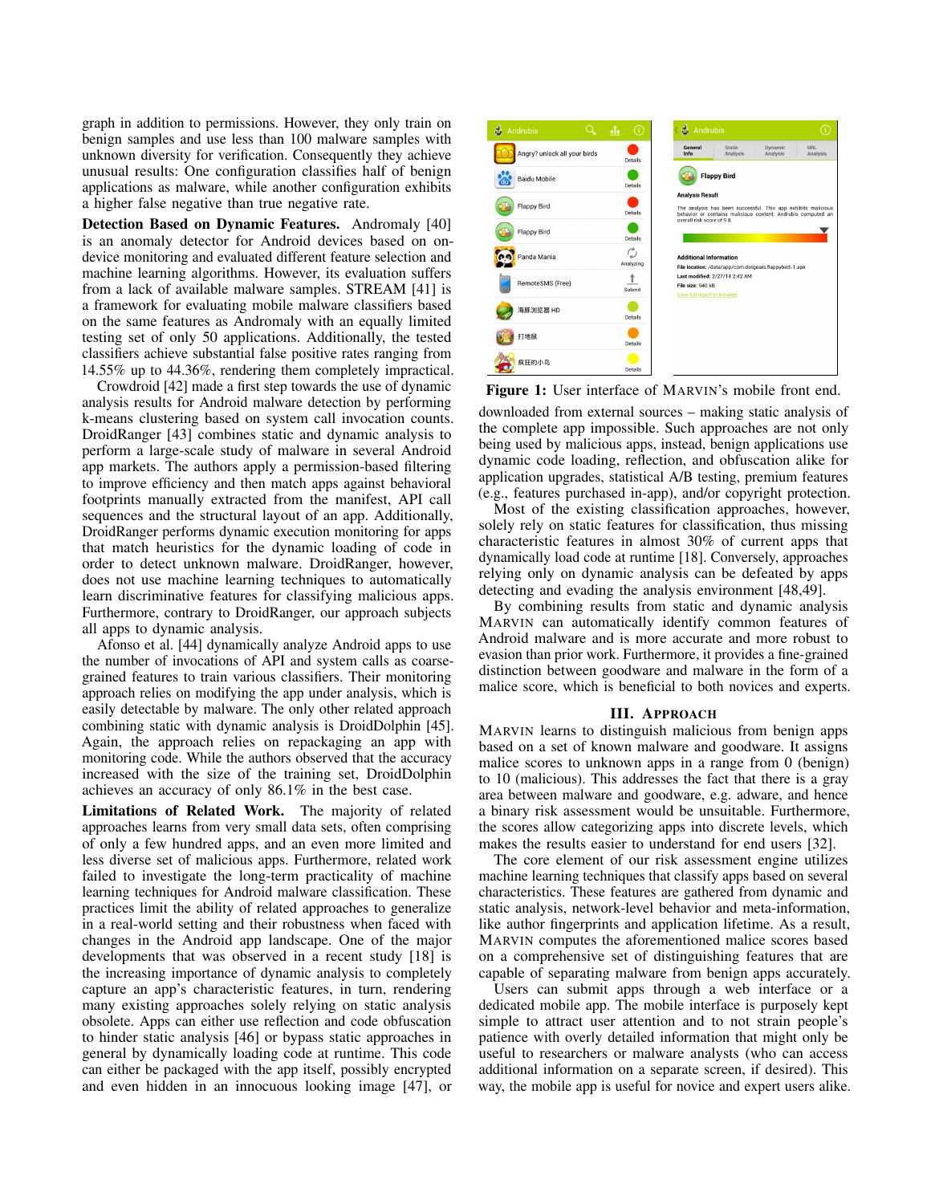graph in addition to permissions. However, they only train on benign samples and use less than 100 malware samples with unknown diversity for verification. Consequently they achieve unusual results: One configuration classifies half of benign applications as malware, while another configuration exhibits a higher false negative than true negative rate.

**Detection Based on Dynamic Features.** Andromaly [40] is an anomaly detector for Android devices based on on-device monitoring and evaluated different feature selection and machine learning algorithms. However, its evaluation suffers from a lack of available malware samples. STREAM [41] is a framework for evaluating mobile malware classifiers based on the same features as Andromaly with an equally limited testing set of only 50 applications. Additionally, the tested classifiers achieve substantial false positive rates ranging from 14.55% up to 44.36%, rendering them completely impractical.

Crowdroid [42] made a first step towards the use of dynamic analysis results for Android malware detection by performing k-means clustering based on system call invocation counts. DroidRanger [43] combines static and dynamic analysis to perform a large-scale study of malware in several Android app markets. The authors apply a permission-based filtering to improve efficiency and then match apps against behavioral footprints manually extracted from the manifest, API call sequences and the structural layout of an app. Additionally, DroidRanger performs dynamic execution monitoring for apps that match heuristics for the dynamic loading of code in order to detect unknown malware. DroidRanger, however, does not use machine learning techniques to automatically learn discriminative features for classifying malicious apps. Furthermore, contrary to DroidRanger, our approach subjects all apps to dynamic analysis.

Afonso et al. [44] dynamically analyze Android apps to use the number of invocations of API and system calls as coarse-grained features to train various classifiers. Their monitoring approach relies on modifying the app under analysis, which is easily detectable by malware. The only other related approach combining static with dynamic analysis is DroidDolphin [45]. Again, the approach relies on repackaging an app with monitoring code. While the authors observed that the accuracy increased with the size of the training set, DroidDolphin achieves an accuracy of only 86.1% in the best case.

**Limitations of Related Work.** The majority of related approaches learns from very small data sets, often comprising of only a few hundred apps, and an even more limited and less diverse set of malicious apps. Furthermore, related work failed to investigate the long-term practicality of machine learning techniques for Android malware classification. These practices limit the ability of related approaches to generalize in a real-world setting and their robustness when faced with changes in the Android app landscape. One of the major developments that was observed in a recent study [18] is the increasing importance of dynamic analysis to completely capture an app's characteristic features, in turn, rendering many existing approaches solely relying on static analysis obsolete. Apps can either use reflection and code obfuscation to hinder static analysis [46] or bypass static approaches in general by dynamically loading code at runtime. This code can either be packaged with the app itself, possibly encrypted and even hidden in an innocuous looking image [47], or downloaded from external sources – making static analysis of the complete app impossible. Such approaches are not only being used by malicious apps, instead, benign applications use dynamic code loading, reflection, and obfuscation alike for application upgrades, statistical A/B testing, premium features (e.g., features purchased in-app), and/or copyright protection.

Figure 1: User interface of MARVIN's mobile front end.

Most of the existing classification approaches, however, solely rely on static features for classification, thus missing characteristic features in almost 30% of current apps that dynamically load code at runtime [18]. Conversely, approaches relying only on dynamic analysis can be defeated by apps detecting and evading the analysis environment [48,49].

By combining results from static and dynamic analysis MARVIN can automatically identify common features of Android malware and is more accurate and more robust to evasion than prior work. Furthermore, it provides a fine-grained distinction between goodware and malware in the form of a malice score, which is beneficial to both novices and experts.

## III. Approach

MARVIN learns to distinguish malicious from benign apps based on a set of known malware and goodware. It assigns malice scores to unknown apps in a range from 0 (benign) to 10 (malicious). This addresses the fact that there is a gray area between malware and goodware, e.g. adware, and hence a binary risk assessment would be unsuitable. Furthermore, the scores allow categorizing apps into discrete levels, which makes the results easier to understand for end users [32].

The core element of our risk assessment engine utilizes machine learning techniques that classify apps based on several characteristics. These features are gathered from dynamic and static analysis, network-level behavior and meta-information, like author fingerprints and application lifetime. As a result, MARVIN computes the aforementioned malice scores based on a comprehensive set of distinguishing features that are capable of separating malware from benign apps accurately.

Users can submit apps through a web interface or a dedicated mobile app. The mobile interface is purposely kept simple to attract user attention and to not strain people's patience with overly detailed information that might only be useful to researchers or malware analysts (who can access additional information on a separate screen, if desired). This way, the mobile app is useful for novice and expert users alike.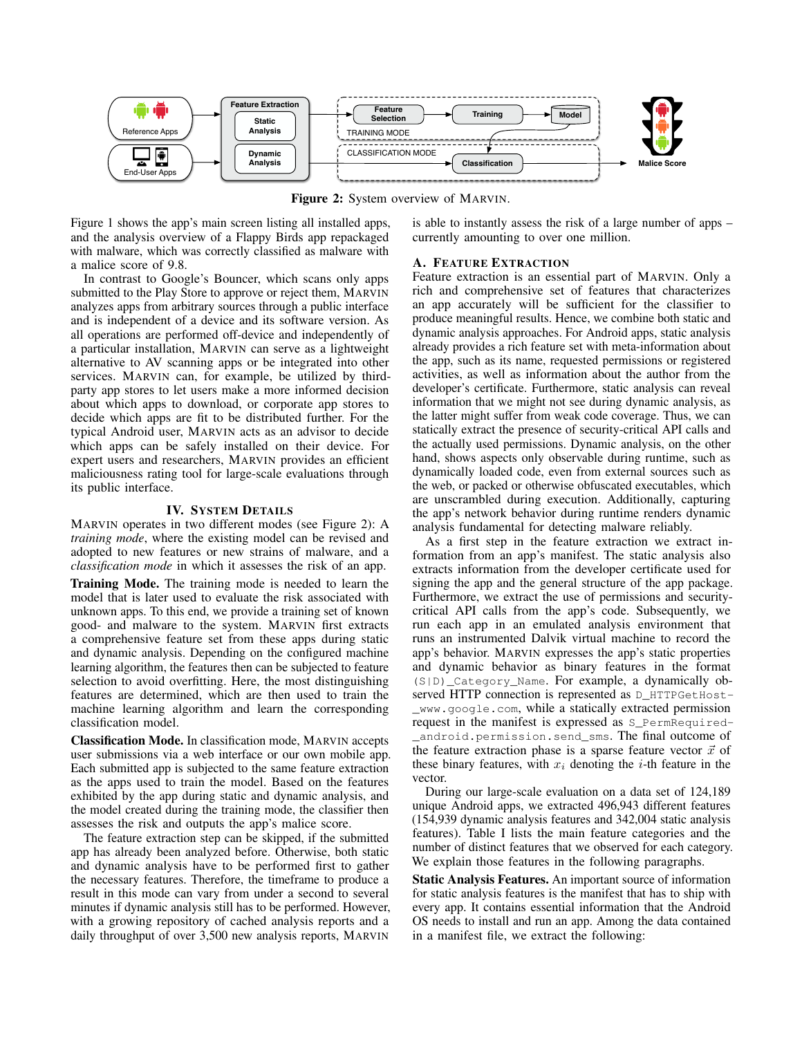Feature Extraction

Static Analysis

Dynamic Analysis

Reference Apps

End-User Apps

Feature Selection

Training

Model

TRAINING MODE

CLASSIFICATION MODE

Classification

Malice Score

**Figure 2:** System overview of MARVIN.

Figure 1 shows the app's main screen listing all installed apps, and the analysis overview of a Flappy Birds app repackaged with malware, which was correctly classified as malware with a malice score of 9.8.

In contrast to Google's Bouncer, which scans only apps submitted to the Play Store to approve or reject them, MARVIN analyzes apps from arbitrary sources through a public interface and is independent of a device and its software version. As all operations are performed off-device and independently of a particular installation, MARVIN can serve as a lightweight alternative to AV scanning apps or be integrated into other services. MARVIN can, for example, be utilized by third-party app stores to let users make a more informed decision about which apps to download, or corporate app stores to decide which apps are fit to be distributed further. For the typical Android user, MARVIN acts as an advisor to decide which apps can be safely installed on their device. For expert users and researchers, MARVIN provides an efficient maliciousness rating tool for large-scale evaluations through its public interface.

## IV. System Details

MARVIN operates in two different modes (see Figure 2): A *training mode*, where the existing model can be revised and adopted to new features or new strains of malware, and a *classification mode* in which it assesses the risk of an app.

**Training Mode.** The training mode is needed to learn the model that is later used to evaluate the risk associated with unknown apps. To this end, we provide a training set of known good- and malware to the system. MARVIN first extracts a comprehensive feature set from these apps during static and dynamic analysis. Depending on the configured machine learning algorithm, the features then can be subjected to feature selection to avoid overfitting. Here, the most distinguishing features are determined, which are then used to train the machine learning algorithm and learn the corresponding classification model.

**Classification Mode.** In classification mode, MARVIN accepts user submissions via a web interface or our own mobile app. Each submitted app is subjected to the same feature extraction as the apps used to train the model. Based on the features exhibited by the app during static and dynamic analysis, and the model created during the training mode, the classifier then assesses the risk and outputs the app's malice score.

The feature extraction step can be skipped, if the submitted app has already been analyzed before. Otherwise, both static and dynamic analysis have to be performed first to gather the necessary features. Therefore, the timeframe to produce a result in this mode can vary from under a second to several minutes if dynamic analysis still has to be performed. However, with a growing repository of cached analysis reports and a daily throughput of over 3,500 new analysis reports, MARVIN is able to instantly assess the risk of a large number of apps – currently amounting to over one million.

### A. Feature Extraction

Feature extraction is an essential part of MARVIN. Only a rich and comprehensive set of features that characterizes an app accurately will be sufficient for the classifier to produce meaningful results. Hence, we combine both static and dynamic analysis approaches. For Android apps, static analysis already provides a rich feature set with meta-information about the app, such as its name, requested permissions or registered activities, as well as information about the author from the developer's certificate. Furthermore, static analysis can reveal information that we might not see during dynamic analysis, as the latter might suffer from weak code coverage. Thus, we can statically extract the presence of security-critical API calls and the actually used permissions. Dynamic analysis, on the other hand, shows aspects only observable during runtime, such as dynamically loaded code, even from external sources such as the web, or packed or otherwise obfuscated executables, which are unscrambled during execution. Additionally, capturing the app's network behavior during runtime renders dynamic analysis fundamental for detecting malware reliably.

As a first step in the feature extraction we extract information from an app's manifest. The static analysis also extracts information from the developer certificate used for signing the app and the general structure of the app package. Furthermore, we extract the use of permissions and security-critical API calls from the app's code. Subsequently, we run each app in an emulated analysis environment that runs an instrumented Dalvik virtual machine to record the app's behavior. MARVIN expresses the app's static properties and dynamic behavior as binary features in the format `(S|D)_Category_Name`. For example, a dynamically observed HTTP connection is represented as `D_HTTPGetHost-_www.google.com`, while a statically extracted permission request in the manifest is expressed as `S_PermRequired-_android.permission.send_sms`. The final outcome of the feature extraction phase is a sparse feature vector $\vec{x}$ of these binary features, with $x_i$ denoting the $i$-th feature in the vector.

During our large-scale evaluation on a data set of 124,189 unique Android apps, we extracted 496,943 different features (154,939 dynamic analysis features and 342,004 static analysis features). Table I lists the main feature categories and the number of distinct features that we observed for each category. We explain those features in the following paragraphs.

**Static Analysis Features.** An important source of information for static analysis features is the manifest that has to ship with every app. It contains essential information that the Android OS needs to install and run an app. Among the data contained in a manifest file, we extract the following: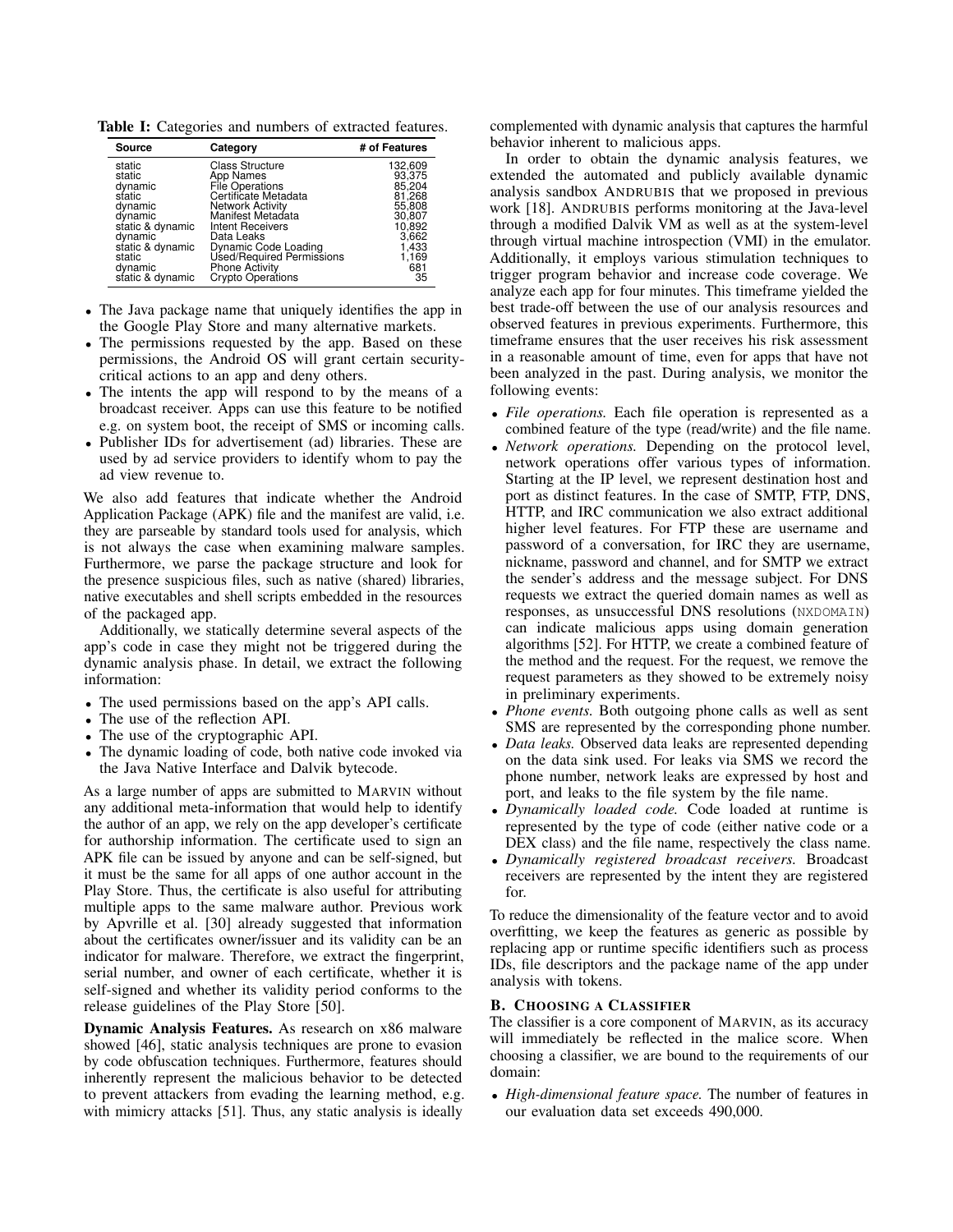**Table I:** Categories and numbers of extracted features.

| Source | Category | # of Features |
|---|---|---|
| static | Class Structure | 132,609 |
| static | App Names | 93,375 |
| dynamic | File Operations | 85,204 |
| static | Certificate Metadata | 81,268 |
| dynamic | Network Activity | 55,808 |
| dynamic | Manifest Metadata | 30,807 |
| static & dynamic | Intent Receivers | 10,892 |
| dynamic | Data Leaks | 3,662 |
| static & dynamic | Dynamic Code Loading | 1,433 |
| static | Used/Required Permissions | 1,169 |
| dynamic | Phone Activity | 681 |
| static & dynamic | Crypto Operations | 35 |

- The Java package name that uniquely identifies the app in the Google Play Store and many alternative markets.
- The permissions requested by the app. Based on these permissions, the Android OS will grant certain security-critical actions to an app and deny others.
- The intents the app will respond to by the means of a broadcast receiver. Apps can use this feature to be notified e.g. on system boot, the receipt of SMS or incoming calls.
- Publisher IDs for advertisement (ad) libraries. These are used by ad service providers to identify whom to pay the ad view revenue to.

We also add features that indicate whether the Android Application Package (APK) file and the manifest are valid, i.e. they are parseable by standard tools used for analysis, which is not always the case when examining malware samples. Furthermore, we parse the package structure and look for the presence suspicious files, such as native (shared) libraries, native executables and shell scripts embedded in the resources of the packaged app.

Additionally, we statically determine several aspects of the app's code in case they might not be triggered during the dynamic analysis phase. In detail, we extract the following information:

- The used permissions based on the app's API calls.
- The use of the reflection API.
- The use of the cryptographic API.
- The dynamic loading of code, both native code invoked via the Java Native Interface and Dalvik bytecode.

As a large number of apps are submitted to MARVIN without any additional meta-information that would help to identify the author of an app, we rely on the app developer's certificate for authorship information. The certificate used to sign an APK file can be issued by anyone and can be self-signed, but it must be the same for all apps of one author account in the Play Store. Thus, the certificate is also useful for attributing multiple apps to the same malware author. Previous work by Apvrille et al. [30] already suggested that information about the certificates owner/issuer and its validity can be an indicator for malware. Therefore, we extract the fingerprint, serial number, and owner of each certificate, whether it is self-signed and whether its validity period conforms to the release guidelines of the Play Store [50].

**Dynamic Analysis Features.** As research on x86 malware showed [46], static analysis techniques are prone to evasion by code obfuscation techniques. Furthermore, features should inherently represent the malicious behavior to be detected to prevent attackers from evading the learning method, e.g. with mimicry attacks [51]. Thus, any static analysis is ideally complemented with dynamic analysis that captures the harmful behavior inherent to malicious apps.

In order to obtain the dynamic analysis features, we extended the automated and publicly available dynamic analysis sandbox ANDRUBIS that we proposed in previous work [18]. ANDRUBIS performs monitoring at the Java-level through a modified Dalvik VM as well as at the system-level through virtual machine introspection (VMI) in the emulator. Additionally, it employs various stimulation techniques to trigger program behavior and increase code coverage. We analyze each app for four minutes. This timeframe yielded the best trade-off between the use of our analysis resources and observed features in previous experiments. Furthermore, this timeframe ensures that the user receives his risk assessment in a reasonable amount of time, even for apps that have not been analyzed in the past. During analysis, we monitor the following events:

- *File operations.* Each file operation is represented as a combined feature of the type (read/write) and the file name.
- *Network operations.* Depending on the protocol level, network operations offer various types of information. Starting at the IP level, we represent destination host and port as distinct features. In the case of SMTP, FTP, DNS, HTTP, and IRC communication we also extract additional higher level features. For FTP these are username and password of a conversation, for IRC they are username, nickname, password and channel, and for SMTP we extract the sender's address and the message subject. For DNS requests we extract the queried domain names as well as responses, as unsuccessful DNS resolutions (`NXDOMAIN`) can indicate malicious apps using domain generation algorithms [52]. For HTTP, we create a combined feature of the method and the request. For the request, we remove the request parameters as they showed to be extremely noisy in preliminary experiments.
- *Phone events.* Both outgoing phone calls as well as sent SMS are represented by the corresponding phone number.
- *Data leaks.* Observed data leaks are represented depending on the data sink used. For leaks via SMS we record the phone number, network leaks are expressed by host and port, and leaks to the file system by the file name.
- *Dynamically loaded code.* Code loaded at runtime is represented by the type of code (either native code or a DEX class) and the file name, respectively the class name.
- *Dynamically registered broadcast receivers.* Broadcast receivers are represented by the intent they are registered for.

To reduce the dimensionality of the feature vector and to avoid overfitting, we keep the features as generic as possible by replacing app or runtime specific identifiers such as process IDs, file descriptors and the package name of the app under analysis with tokens.

### B. Choosing a Classifier

The classifier is a core component of MARVIN, as its accuracy will immediately be reflected in the malice score. When choosing a classifier, we are bound to the requirements of our domain:

- *High-dimensional feature space.* The number of features in our evaluation data set exceeds 490,000.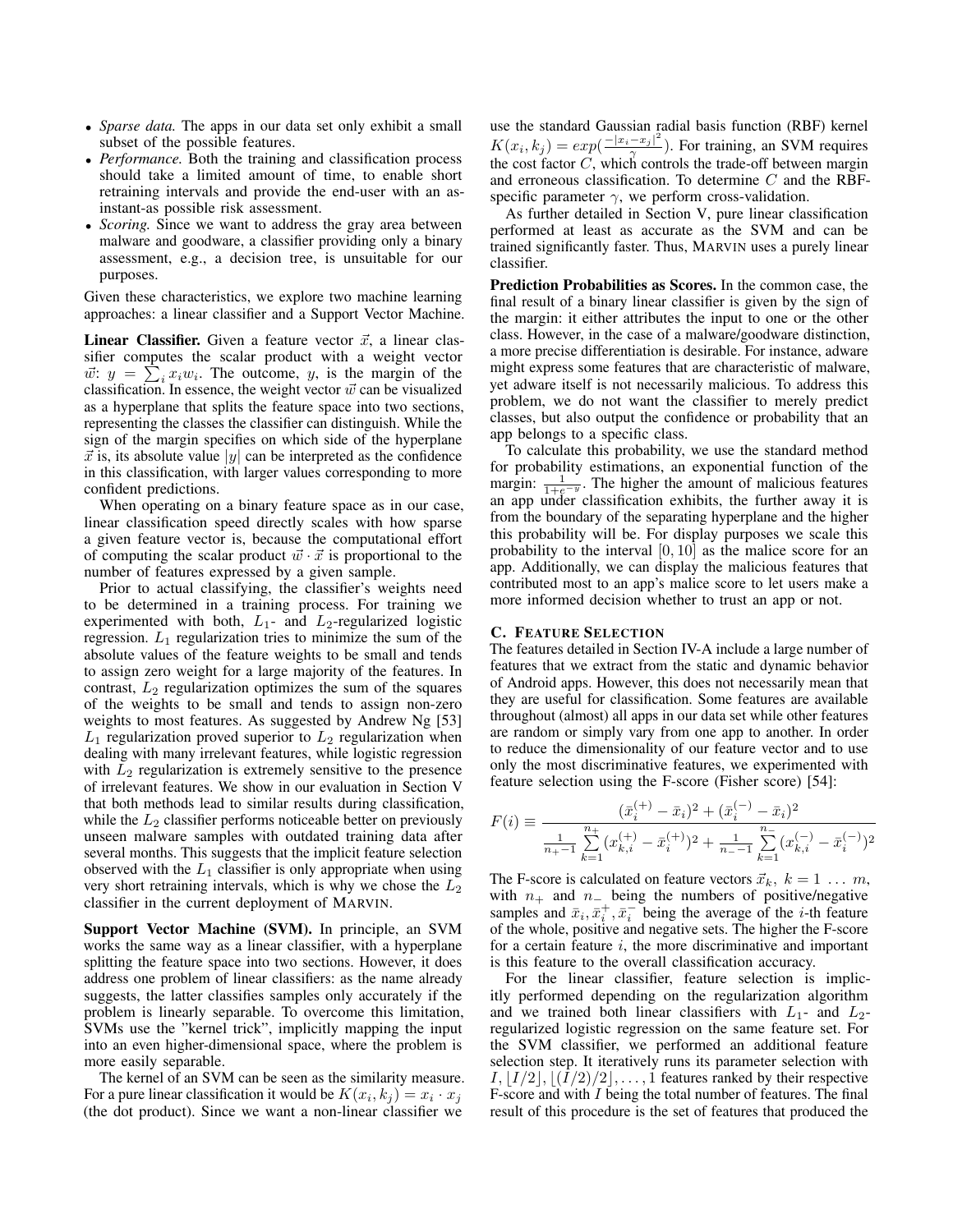- *Sparse data.* The apps in our data set only exhibit a small subset of the possible features.
- *Performance.* Both the training and classification process should take a limited amount of time, to enable short retraining intervals and provide the end-user with an as-instant-as possible risk assessment.
- *Scoring.* Since we want to address the gray area between malware and goodware, a classifier providing only a binary assessment, e.g., a decision tree, is unsuitable for our purposes.

Given these characteristics, we explore two machine learning approaches: a linear classifier and a Support Vector Machine.

**Linear Classifier.** Given a feature vector $\vec{x}$, a linear classifier computes the scalar product with a weight vector $\vec{w}$: $y = \sum_i x_i w_i$. The outcome, $y$, is the margin of the classification. In essence, the weight vector $\vec{w}$ can be visualized as a hyperplane that splits the feature space into two sections, representing the classes the classifier can distinguish. While the sign of the margin specifies on which side of the hyperplane $\vec{x}$ is, its absolute value $|y|$ can be interpreted as the confidence in this classification, with larger values corresponding to more confident predictions.

When operating on a binary feature space as in our case, linear classification speed directly scales with how sparse a given feature vector is, because the computational effort of computing the scalar product $\vec{w} \cdot \vec{x}$ is proportional to the number of features expressed by a given sample.

Prior to actual classifying, the classifier's weights need to be determined in a training process. For training we experimented with both, $L_1$- and $L_2$-regularized logistic regression. $L_1$ regularization tries to minimize the sum of the absolute values of the feature weights to be small and tends to assign zero weight for a large majority of the features. In contrast, $L_2$ regularization optimizes the sum of the squares of the weights to be small and tends to assign non-zero weights to most features. As suggested by Andrew Ng [53] $L_1$ regularization proved superior to $L_2$ regularization when dealing with many irrelevant features, while logistic regression with $L_2$ regularization is extremely sensitive to the presence of irrelevant features. We show in our evaluation in Section V that both methods lead to similar results during classification, while the $L_2$ classifier performs noticeable better on previously unseen malware samples with outdated training data after several months. This suggests that the implicit feature selection observed with the $L_1$ classifier is only appropriate when using very short retraining intervals, which is why we chose the $L_2$ classifier in the current deployment of MARVIN.

**Support Vector Machine (SVM).** In principle, an SVM works the same way as a linear classifier, with a hyperplane splitting the feature space into two sections. However, it does address one problem of linear classifiers: as the name already suggests, the latter classifies samples only accurately if the problem is linearly separable. To overcome this limitation, SVMs use the "kernel trick", implicitly mapping the input into an even higher-dimensional space, where the problem is more easily separable.

The kernel of an SVM can be seen as the similarity measure. For a pure linear classification it would be $K(x_i, k_j) = x_i \cdot x_j$ (the dot product). Since we want a non-linear classifier we use the standard Gaussian radial basis function (RBF) kernel $K(x_i, k_j) = exp(\frac{-|x_i - x_j|^2}{\gamma})$. For training, an SVM requires the cost factor $C$, which controls the trade-off between margin and erroneous classification. To determine $C$ and the RBF-specific parameter $\gamma$, we perform cross-validation.

As further detailed in Section V, pure linear classification performed at least as accurate as the SVM and can be trained significantly faster. Thus, MARVIN uses a purely linear classifier.

**Prediction Probabilities as Scores.** In the common case, the final result of a binary linear classifier is given by the sign of the margin: it either attributes the input to one or the other class. However, in the case of a malware/goodware distinction, a more precise differentiation is desirable. For instance, adware might express some features that are characteristic of malware, yet adware itself is not necessarily malicious. To address this problem, we do not want the classifier to merely predict classes, but also output the confidence or probability that an app belongs to a specific class.

To calculate this probability, we use the standard method for probability estimations, an exponential function of the margin: $\frac{1}{1+e^{-y}}$. The higher the amount of malicious features an app under classification exhibits, the further away it is from the boundary of the separating hyperplane and the higher this probability will be. For display purposes we scale this probability to the interval $[0, 10]$ as the malice score for an app. Additionally, we can display the malicious features that contributed most to an app's malice score to let users make a more informed decision whether to trust an app or not.

### C. Feature Selection

The features detailed in Section IV-A include a large number of features that we extract from the static and dynamic behavior of Android apps. However, this does not necessarily mean that they are useful for classification. Some features are available throughout (almost) all apps in our data set while other features are random or simply vary from one app to another. In order to reduce the dimensionality of our feature vector and to use only the most discriminative features, we experimented with feature selection using the F-score (Fisher score) [54]:

$$F(i) \equiv \frac{(\bar{x}_i^{(+)} - \bar{x}_i)^2 + (\bar{x}_i^{(-)} - \bar{x}_i)^2}{\frac{1}{n_+ - 1}\sum_{k=1}^{n_+}(x_{k,i}^{(+)} - \bar{x}_i^{(+)})^2 + \frac{1}{n_- - 1}\sum_{k=1}^{n_-}(x_{k,i}^{(-)} - \bar{x}_i^{(-)})^2}$$

The F-score is calculated on feature vectors $\vec{x}_k,\ k = 1 \ \ldots \ m$, with $n_+$ and $n_-$ being the numbers of positive/negative samples and $\bar{x}_i, \bar{x}_i^+, \bar{x}_i^-$ being the average of the $i$-th feature of the whole, positive and negative sets. The higher the F-score for a certain feature $i$, the more discriminative and important is this feature to the overall classification accuracy.

For the linear classifier, feature selection is implicitly performed depending on the regularization algorithm and we trained both linear classifiers with $L_1$- and $L_2$-regularized logistic regression on the same feature set. For the SVM classifier, we performed an additional feature selection step. It iteratively runs its parameter selection with $I, \lfloor I/2 \rfloor, \lfloor (I/2)/2 \rfloor, \ldots, 1$ features ranked by their respective F-score and with $I$ being the total number of features. The final result of this procedure is the set of features that produced the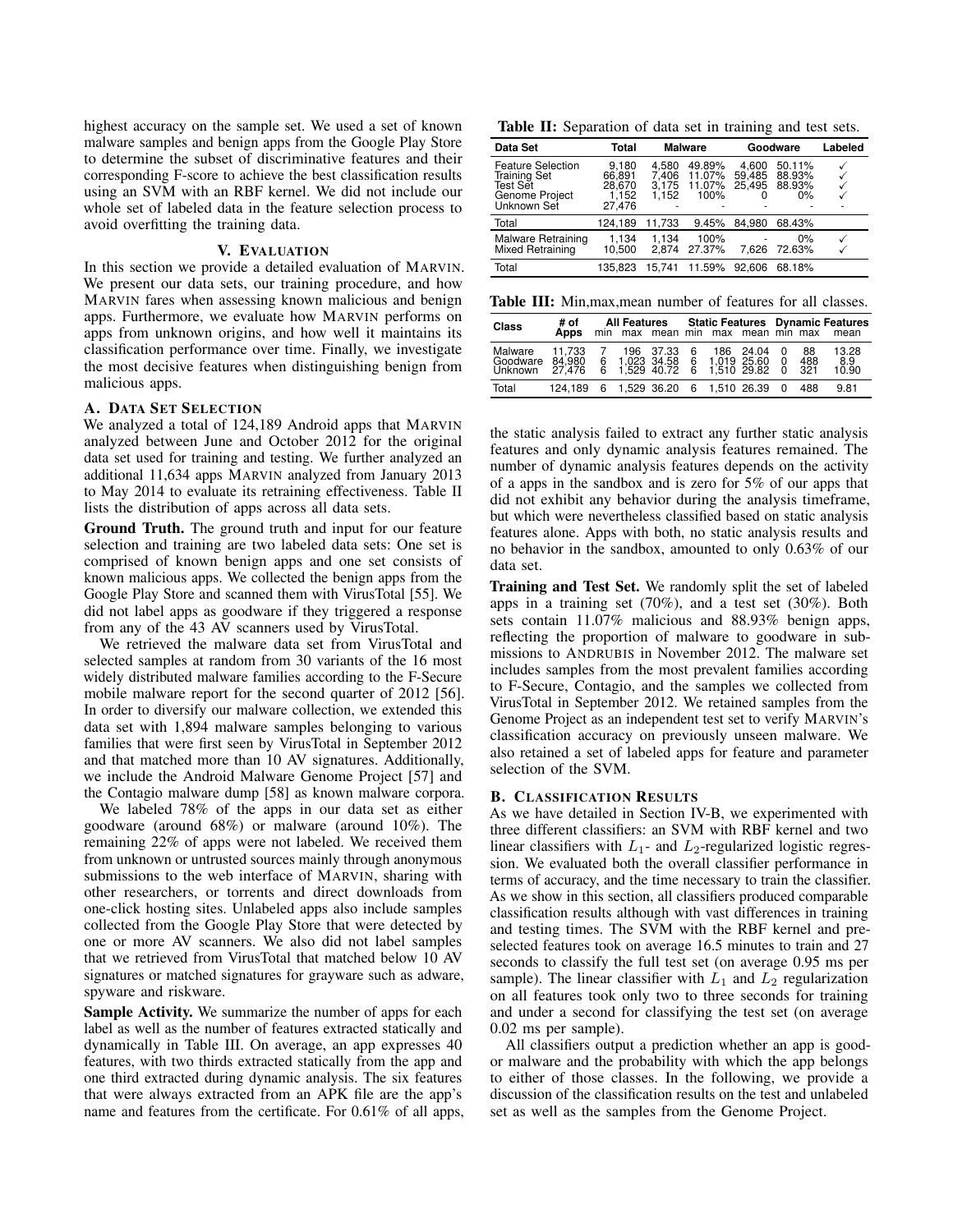highest accuracy on the sample set. We used a set of known malware samples and benign apps from the Google Play Store to determine the subset of discriminative features and their corresponding F-score to achieve the best classification results using an SVM with an RBF kernel. We did not include our whole set of labeled data in the feature selection process to avoid overfitting the training data.

## V. Evaluation

In this section we provide a detailed evaluation of MARVIN. We present our data sets, our training procedure, and how MARVIN fares when assessing known malicious and benign apps. Furthermore, we evaluate how MARVIN performs on apps from unknown origins, and how well it maintains its classification performance over time. Finally, we investigate the most decisive features when distinguishing benign from malicious apps.

### A. Data Set Selection

We analyzed a total of 124,189 Android apps that MARVIN analyzed between June and October 2012 for the original data set used for training and testing. We further analyzed an additional 11,634 apps MARVIN analyzed from January 2013 to May 2014 to evaluate its retraining effectiveness. Table II lists the distribution of apps across all data sets.

**Ground Truth.** The ground truth and input for our feature selection and training are two labeled data sets: One set is comprised of known benign apps and one set consists of known malicious apps. We collected the benign apps from the Google Play Store and scanned them with VirusTotal [55]. We did not label apps as goodware if they triggered a response from any of the 43 AV scanners used by VirusTotal.

We retrieved the malware data set from VirusTotal and selected samples at random from 30 variants of the 16 most widely distributed malware families according to the F-Secure mobile malware report for the second quarter of 2012 [56]. In order to diversify our malware collection, we extended this data set with 1,894 malware samples belonging to various families that were first seen by VirusTotal in September 2012 and that matched more than 10 AV signatures. Additionally, we include the Android Malware Genome Project [57] and the Contagio malware dump [58] as known malware corpora.

We labeled 78% of the apps in our data set as either goodware (around 68%) or malware (around 10%). The remaining 22% of apps were not labeled. We received them from unknown or untrusted sources mainly through anonymous submissions to the web interface of MARVIN, sharing with other researchers, or torrents and direct downloads from one-click hosting sites. Unlabeled apps also include samples collected from the Google Play Store that were detected by one or more AV scanners. We also did not label samples that we retrieved from VirusTotal that matched below 10 AV signatures or matched signatures for grayware such as adware, spyware and riskware.

**Sample Activity.** We summarize the number of apps for each label as well as the number of features extracted statically and dynamically in Table III. On average, an app expresses 40 features, with two thirds extracted statically from the app and one third extracted during dynamic analysis. The six features that were always extracted from an APK file are the app's name and features from the certificate. For 0.61% of all apps, the static analysis failed to extract any further static analysis features and only dynamic analysis features remained. The number of dynamic analysis features depends on the activity of a apps in the sandbox and is zero for 5% of our apps that did not exhibit any behavior during the analysis timeframe, but which were nevertheless classified based on static analysis features alone. Apps with both, no static analysis results and no behavior in the sandbox, amounted to only 0.63% of our data set.

**Table II:** Separation of data set in training and test sets.

| Data Set | Total | Malware | | Goodware | | Labeled |
|---|---|---|---|---|---|---|
| Feature Selection | 9,180 | 4,580 | 49.89% | 4,600 | 50.11% | ✓ |
| Training Set | 66,891 | 7,406 | 11.07% | 59,485 | 88.93% | ✓ |
| Test Set | 28,670 | 3,175 | 11.07% | 25,495 | 88.93% | ✓ |
| Genome Project | 1,152 | 1,152 | 100% | 0 | 0% | ✓ |
| Unknown Set | 27,476 | - | - | - | - | - |
| Total | 124,189 | 11,733 | 9.45% | 84,980 | 68.43% | |
| Malware Retraining | 1,134 | 1,134 | 100% | - | 0% | ✓ |
| Mixed Retraining | 10,500 | 2,874 | 27.37% | 7,626 | 72.63% | ✓ |
| Total | 135,823 | 15,741 | 11.59% | 92,606 | 68.18% | |

**Table III:** Min,max,mean number of features for all classes.

| Class | # of Apps | All Features min | All Features max | All Features mean | Static Features min | Static Features max | Static Features mean | Dynamic Features min | Dynamic Features max | Dynamic Features mean |
|---|---|---|---|---|---|---|---|---|---|---|
| Malware | 11,733 | 7 | 196 | 37.33 | 6 | 186 | 24.04 | 0 | 88 | 13.28 |
| Goodware | 84,980 | 6 | 1,023 | 34.58 | 6 | 1,019 | 25.60 | 0 | 488 | 8.9 |
| Unknown | 27,476 | 6 | 1,529 | 40.72 | 6 | 1,510 | 29.82 | 0 | 321 | 10.90 |
| Total | 124,189 | 6 | 1,529 | 36.20 | 6 | 1,510 | 26.39 | 0 | 488 | 9.81 |

**Training and Test Set.** We randomly split the set of labeled apps in a training set (70%), and a test set (30%). Both sets contain 11.07% malicious and 88.93% benign apps, reflecting the proportion of malware to goodware in submissions to ANDRUBIS in November 2012. The malware set includes samples from the most prevalent families according to F-Secure, Contagio, and the samples we collected from VirusTotal in September 2012. We retained samples from the Genome Project as an independent test set to verify MARVIN's classification accuracy on previously unseen malware. We also retained a set of labeled apps for feature and parameter selection of the SVM.

### B. Classification Results

As we have detailed in Section IV-B, we experimented with three different classifiers: an SVM with RBF kernel and two linear classifiers with $L_1$- and $L_2$-regularized logistic regression. We evaluated both the overall classifier performance in terms of accuracy, and the time necessary to train the classifier. As we show in this section, all classifiers produced comparable classification results although with vast differences in training and testing times. The SVM with the RBF kernel and preselected features took on average 16.5 minutes to train and 27 seconds to classify the full test set (on average 0.95 ms per sample). The linear classifier with $L_1$ and $L_2$ regularization on all features took only two to three seconds for training and under a second for classifying the test set (on average 0.02 ms per sample).

All classifiers output a prediction whether an app is good- or malware and the probability with which the app belongs to either of those classes. In the following, we provide a discussion of the classification results on the test and unlabeled set as well as the samples from the Genome Project.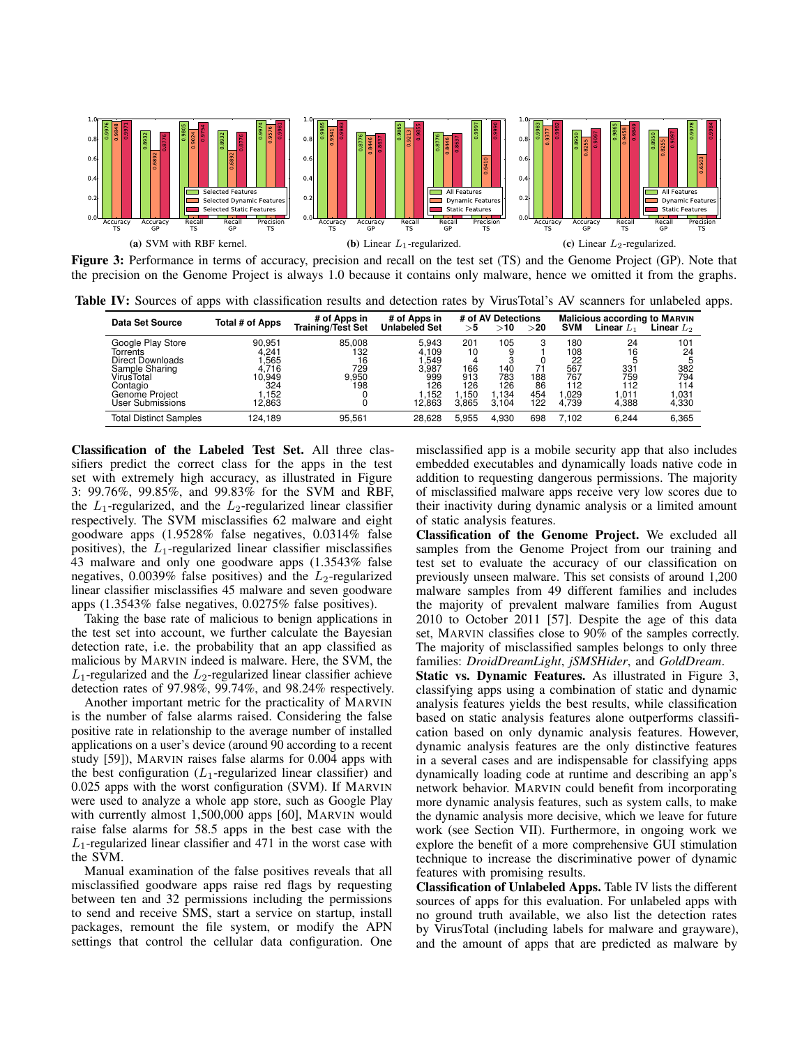(a) SVM with RBF kernel. (b) Linear $L_1$-regularized. (c) Linear $L_2$-regularized.

**Figure 3:** Performance in terms of accuracy, precision and recall on the test set (TS) and the Genome Project (GP). Note that the precision on the Genome Project is always 1.0 because it contains only malware, hence we omitted it from the graphs.

**Table IV:** Sources of apps with classification results and detection rates by VirusTotal's AV scanners for unlabeled apps.

| Data Set Source | Total # of Apps | # of Apps in Training/Test Set | # of Apps in Unlabeled Set | # of AV Detections | | | Malicious according to MARVIN | | |
|---|---|---|---|---|---|---|---|---|---|
| | | | | $>5$ | $>10$ | $>20$ | SVM | Linear $L_1$ | Linear $L_2$ |
| Google Play Store | 90,951 | 85,008 | 5,943 | 201 | 105 | 3 | 180 | 24 | 101 |
| Torrents | 4,241 | 132 | 4,109 | 10 | 9 | 1 | 108 | 16 | 24 |
| Direct Downloads | 1,565 | 16 | 1,549 | 4 | 3 | 0 | 22 | 5 | 5 |
| Sample Sharing | 4,716 | 729 | 3,987 | 166 | 140 | 71 | 567 | 331 | 382 |
| VirusTotal | 10,949 | 9,950 | 999 | 913 | 783 | 188 | 767 | 759 | 794 |
| Contagio | 324 | 198 | 126 | 126 | 126 | 86 | 112 | 112 | 114 |
| Genome Project | 1,152 | 0 | 1,152 | 1,150 | 1,134 | 454 | 1,029 | 1,011 | 1,031 |
| User Submissions | 12,863 | 0 | 12,863 | 3,865 | 3,104 | 122 | 4,739 | 4,388 | 4,330 |
| Total Distinct Samples | 124,189 | 95,561 | 28,628 | 5,955 | 4,930 | 698 | 7,102 | 6,244 | 6,365 |

**Classification of the Labeled Test Set.** All three classifiers predict the correct class for the apps in the test set with extremely high accuracy, as illustrated in Figure 3: 99.76%, 99.85%, and 99.83% for the SVM and RBF, the $L_1$-regularized, and the $L_2$-regularized linear classifier respectively. The SVM misclassifies 62 malware and eight goodware apps (1.9528% false negatives, 0.0314% false positives), the $L_1$-regularized linear classifier misclassifies 43 malware and only one goodware apps (1.3543% false negatives, 0.0039% false positives) and the $L_2$-regularized linear classifier misclassifies 45 malware and seven goodware apps (1.3543% false negatives, 0.0275% false positives).

Taking the base rate of malicious to benign applications in the test set into account, we further calculate the Bayesian detection rate, i.e. the probability that an app classified as malicious by MARVIN indeed is malware. Here, the SVM, the $L_1$-regularized and the $L_2$-regularized linear classifier achieve detection rates of 97.98%, 99.74%, and 98.24% respectively.

Another important metric for the practicality of MARVIN is the number of false alarms raised. Considering the false positive rate in relationship to the average number of installed applications on a user's device (around 90 according to a recent study [59]), MARVIN raises false alarms for 0.004 apps with the best configuration ($L_1$-regularized linear classifier) and 0.025 apps with the worst configuration (SVM). If MARVIN were used to analyze a whole app store, such as Google Play with currently almost 1,500,000 apps [60], MARVIN would raise false alarms for 58.5 apps in the best case with the $L_1$-regularized linear classifier and 471 in the worst case with the SVM.

Manual examination of the false positives reveals that all misclassified goodware apps raise red flags by requesting between ten and 32 permissions including the permissions to send and receive SMS, start a service on startup, install packages, remount the file system, or modify the APN settings that control the cellular data configuration. One misclassified app is a mobile security app that also includes embedded executables and dynamically loads native code in addition to requesting dangerous permissions. The majority of misclassified malware apps receive very low scores due to their inactivity during dynamic analysis or a limited amount of static analysis features.

**Classification of the Genome Project.** We excluded all samples from the Genome Project from our training and test set to evaluate the accuracy of our classification on previously unseen malware. This set consists of around 1,200 malware samples from 49 different families and includes the majority of prevalent malware families from August 2010 to October 2011 [57]. Despite the age of this data set, MARVIN classifies close to 90% of the samples correctly. The majority of misclassified samples belongs to only three families: *DroidDreamLight*, *jSMSHider*, and *GoldDream*.

**Static vs. Dynamic Features.** As illustrated in Figure 3, classifying apps using a combination of static and dynamic analysis features yields the best results, while classification based on static analysis features alone outperforms classification based on only dynamic analysis features. However, dynamic analysis features are the only distinctive features in a several cases and are indispensable for classifying apps dynamically loading code at runtime and describing an app's network behavior. MARVIN could benefit from incorporating more dynamic analysis features, such as system calls, to make the dynamic analysis more decisive, which we leave for future work (see Section VII). Furthermore, in ongoing work we explore the benefit of a more comprehensive GUI stimulation technique to increase the discriminative power of dynamic features with promising results.

**Classification of Unlabeled Apps.** Table IV lists the different sources of apps for this evaluation. For unlabeled apps with no ground truth available, we also list the detection rates by VirusTotal (including labels for malware and grayware), and the amount of apps that are predicted as malware by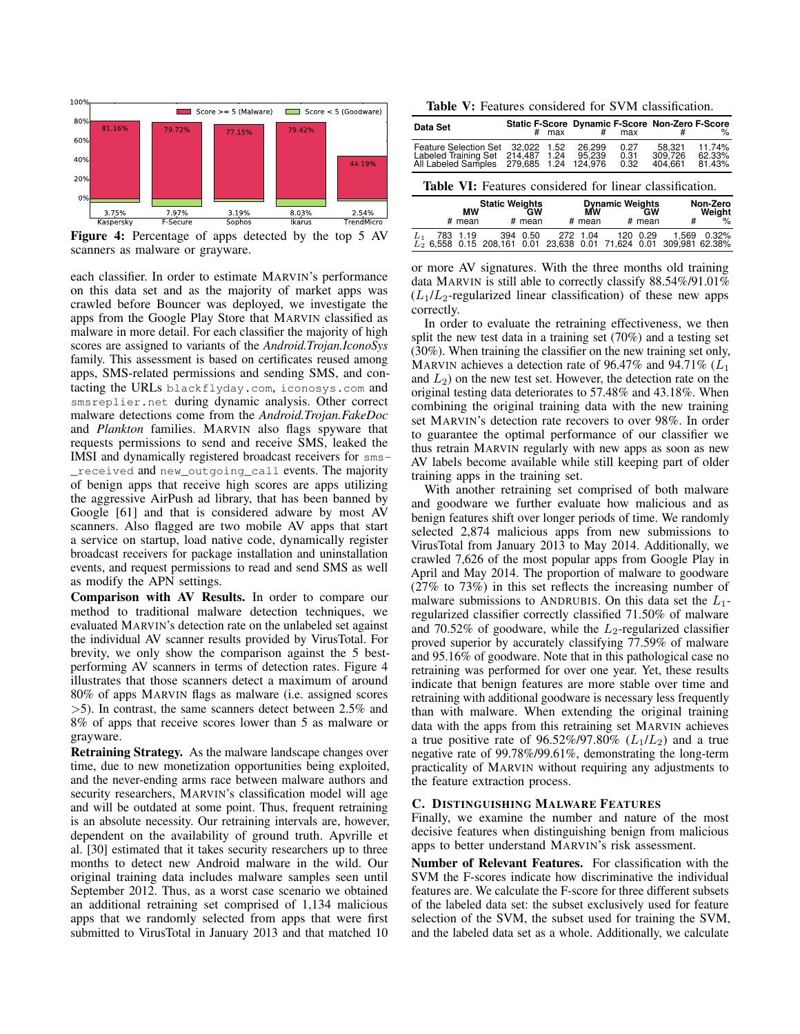Figure 4: Percentage of apps detected by the top 5 AV scanners as malware or grayware.

each classifier. In order to estimate MARVIN's performance on this data set and as the majority of market apps was crawled before Bouncer was deployed, we investigate the apps from the Google Play Store that MARVIN classified as malware in more detail. For each classifier the majority of high scores are assigned to variants of the *Android.Trojan.IconoSys* family. This assessment is based on certificates reused among apps, SMS-related permissions and sending SMS, and contacting the URLs blackflyday.com, iconosys.com and smsreplier.net during dynamic analysis. Other correct malware detections come from the *Android.Trojan.FakeDoc* and *Plankton* families. MARVIN also flags spyware that requests permissions to send and receive SMS, leaked the IMSI and dynamically registered broadcast receivers for sms_received and new_outgoing_call events. The majority of benign apps that receive high scores are apps utilizing the aggressive AirPush ad library, that has been banned by Google [61] and that is considered adware by most AV scanners. Also flagged are two mobile AV apps that start a service on startup, load native code, dynamically register broadcast receivers for package installation and uninstallation events, and request permissions to read and send SMS as well as modify the APN settings.

**Comparison with AV Results.** In order to compare our method to traditional malware detection techniques, we evaluated MARVIN's detection rate on the unlabeled set against the individual AV scanner results provided by VirusTotal. For brevity, we only show the comparison against the 5 best-performing AV scanners in terms of detection rates. Figure 4 illustrates that those scanners detect a maximum of around 80% of apps MARVIN flags as malware (i.e. assigned scores >5). In contrast, the same scanners detect between 2.5% and 8% of apps that receive scores lower than 5 as malware or grayware.

**Retraining Strategy.** As the malware landscape changes over time, due to new monetization opportunities being exploited, and the never-ending arms race between malware authors and security researchers, MARVIN's classification model will age and will be outdated at some point. Thus, frequent retraining is an absolute necessity. Our retraining intervals are, however, dependent on the availability of ground truth. Apvrille et al. [30] estimated that it takes security researchers up to three months to detect new Android malware in the wild. Our original training data includes malware samples seen until September 2012. Thus, as a worst case scenario we obtained an additional retraining set comprised of 1,134 malicious apps that we randomly selected from apps that were first submitted to VirusTotal in January 2013 and that matched 10 or more AV signatures. With the three months old training data MARVIN is still able to classify 88.54%/91.01% ($L_1$/$L_2$-regularized linear classification) of these new apps correctly.

Table V: Features considered for SVM classification.

| Data Set | Static F-Score # | Static F-Score max | Dynamic F-Score # | Dynamic F-Score max | Non-Zero F-Score # | Non-Zero F-Score % |
|---|---|---|---|---|---|---|
| Feature Selection Set | 32,022 | 1.52 | 26,299 | 0.27 | 58,321 | 11.74% |
| Labeled Training Set | 214,487 | 1.24 | 95,239 | 0.31 | 309,726 | 62.33% |
| All Labeled Samples | 279,685 | 1.24 | 124,976 | 0.32 | 404,661 | 81.43% |

Table VI: Features considered for linear classification.

| | Static Weights MW # | Static Weights MW mean | Static Weights GW # | Static Weights GW mean | Dynamic Weights MW # | Dynamic Weights MW mean | Dynamic Weights GW # | Dynamic Weights GW mean | Non-Zero Weight # | Non-Zero Weight % |
|---|---|---|---|---|---|---|---|---|---|---|
| $L_1$ | 783 | 1.19 | 394 | 0.50 | 272 | 1.04 | 120 | 0.29 | 1,569 | 0.32% |
| $L_2$ | 6,558 | 0.15 | 208,161 | 0.01 | 23,638 | 0.01 | 71,624 | 0.01 | 309,981 | 62.38% |

In order to evaluate the retraining effectiveness, we then split the new test data in a training set (70%) and a testing set (30%). When training the classifier on the new training set only, MARVIN achieves a detection rate of 96.47% and 94.71% ($L_1$ and $L_2$) on the new test set. However, the detection rate on the original testing data deteriorates to 57.48% and 43.18%. When combining the original training data with the new training set MARVIN's detection rate recovers to over 98%. In order to guarantee the optimal performance of our classifier we thus retrain MARVIN regularly with new apps as soon as new AV labels become available while still keeping part of older training apps in the training set.

With another retraining set comprised of both malware and goodware we further evaluate how malicious and as benign features shift over longer periods of time. We randomly selected 2,874 malicious apps from new submissions to VirusTotal from January 2013 to May 2014. Additionally, we crawled 7,626 of the most popular apps from Google Play in April and May 2014. The proportion of malware to goodware (27% to 73%) in this set reflects the increasing number of malware submissions to ANDRUBIS. On this data set the $L_1$-regularized classifier correctly classified 71.50% of malware and 70.52% of goodware, while the $L_2$-regularized classifier proved superior by accurately classifying 77.59% of malware and 95.16% of goodware. Note that in this pathological case no retraining was performed for over one year. Yet, these results indicate that benign features are more stable over time and retraining with additional goodware is necessary less frequently than with malware. When extending the original training data with the apps from this retraining set MARVIN achieves a true positive rate of 96.52%/97.80% ($L_1$/$L_2$) and a true negative rate of 99.78%/99.61%, demonstrating the long-term practicality of MARVIN without requiring any adjustments to the feature extraction process.

### C. Distinguishing Malware Features

Finally, we examine the number and nature of the most decisive features when distinguishing benign from malicious apps to better understand MARVIN's risk assessment.

**Number of Relevant Features.** For classification with the SVM the F-scores indicate how discriminative the individual features are. We calculate the F-score for three different subsets of the labeled data set: the subset exclusively used for feature selection of the SVM, the subset used for training the SVM, and the labeled data set as a whole. Additionally, we calculate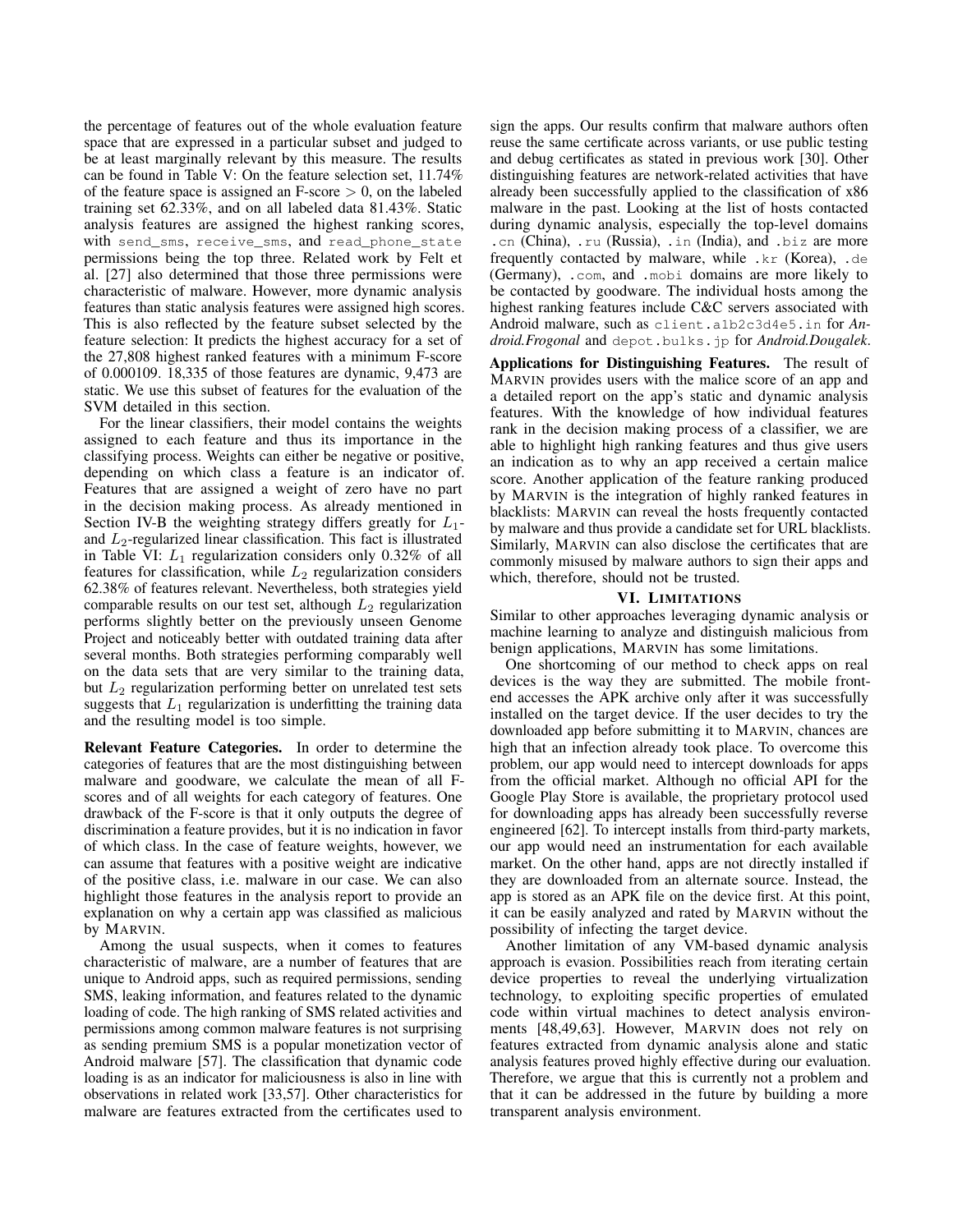the percentage of features out of the whole evaluation feature space that are expressed in a particular subset and judged to be at least marginally relevant by this measure. The results can be found in Table V: On the feature selection set, 11.74% of the feature space is assigned an F-score $> 0$, on the labeled training set 62.33%, and on all labeled data 81.43%. Static analysis features are assigned the highest ranking scores, with `send_sms`, `receive_sms`, and `read_phone_state` permissions being the top three. Related work by Felt et al. [27] also determined that those three permissions were characteristic of malware. However, more dynamic analysis features than static analysis features were assigned high scores. This is also reflected by the feature subset selected by the feature selection: It predicts the highest accuracy for a set of the 27,808 highest ranked features with a minimum F-score of 0.000109. 18,335 of those features are dynamic, 9,473 are static. We use this subset of features for the evaluation of the SVM detailed in this section.

For the linear classifiers, their model contains the weights assigned to each feature and thus its importance in the classifying process. Weights can either be negative or positive, depending on which class a feature is an indicator of. Features that are assigned a weight of zero have no part in the decision making process. As already mentioned in Section IV-B the weighting strategy differs greatly for $L_1$- and $L_2$-regularized linear classification. This fact is illustrated in Table VI: $L_1$ regularization considers only 0.32% of all features for classification, while $L_2$ regularization considers 62.38% of features relevant. Nevertheless, both strategies yield comparable results on our test set, although $L_2$ regularization performs slightly better on the previously unseen Genome Project and noticeably better with outdated training data after several months. Both strategies performing comparably well on the data sets that are very similar to the training data, but $L_2$ regularization performing better on unrelated test sets suggests that $L_1$ regularization is underfitting the training data and the resulting model is too simple.

**Relevant Feature Categories.** In order to determine the categories of features that are the most distinguishing between malware and goodware, we calculate the mean of all F-scores and of all weights for each category of features. One drawback of the F-score is that it only outputs the degree of discrimination a feature provides, but it is no indication in favor of which class. In the case of feature weights, however, we can assume that features with a positive weight are indicative of the positive class, i.e. malware in our case. We can also highlight those features in the analysis report to provide an explanation on why a certain app was classified as malicious by MARVIN.

Among the usual suspects, when it comes to features characteristic of malware, are a number of features that are unique to Android apps, such as required permissions, sending SMS, leaking information, and features related to the dynamic loading of code. The high ranking of SMS related activities and permissions among common malware features is not surprising as sending premium SMS is a popular monetization vector of Android malware [57]. The classification that dynamic code loading is as an indicator for maliciousness is also in line with observations in related work [33,57]. Other characteristics for malware are features extracted from the certificates used to sign the apps. Our results confirm that malware authors often reuse the same certificate across variants, or use public testing and debug certificates as stated in previous work [30]. Other distinguishing features are network-related activities that have already been successfully applied to the classification of x86 malware in the past. Looking at the list of hosts contacted during dynamic analysis, especially the top-level domains `.cn` (China), `.ru` (Russia), `.in` (India), and `.biz` are more frequently contacted by malware, while `.kr` (Korea), `.de` (Germany), `.com`, and `.mobi` domains are more likely to be contacted by goodware. The individual hosts among the highest ranking features include C&C servers associated with Android malware, such as `client.a1b2c3d4e5.in` for *Android.Frogonal* and `depot.bulks.jp` for *Android.Dougalek*.

**Applications for Distinguishing Features.** The result of MARVIN provides users with the malice score of an app and a detailed report on the app's static and dynamic analysis features. With the knowledge of how individual features rank in the decision making process of a classifier, we are able to highlight high ranking features and thus give users an indication as to why an app received a certain malice score. Another application of the feature ranking produced by MARVIN is the integration of highly ranked features in blacklists: MARVIN can reveal the hosts frequently contacted by malware and thus provide a candidate set for URL blacklists. Similarly, MARVIN can also disclose the certificates that are commonly misused by malware authors to sign their apps and which, therefore, should not be trusted.

## VI. LIMITATIONS

Similar to other approaches leveraging dynamic analysis or machine learning to analyze and distinguish malicious from benign applications, MARVIN has some limitations.

One shortcoming of our method to check apps on real devices is the way they are submitted. The mobile front-end accesses the APK archive only after it was successfully installed on the target device. If the user decides to try the downloaded app before submitting it to MARVIN, chances are high that an infection already took place. To overcome this problem, our app would need to intercept downloads for apps from the official market. Although no official API for the Google Play Store is available, the proprietary protocol used for downloading apps has already been successfully reverse engineered [62]. To intercept installs from third-party markets, our app would need an instrumentation for each available market. On the other hand, apps are not directly installed if they are downloaded from an alternate source. Instead, the app is stored as an APK file on the device first. At this point, it can be easily analyzed and rated by MARVIN without the possibility of infecting the target device.

Another limitation of any VM-based dynamic analysis approach is evasion. Possibilities reach from iterating certain device properties to reveal the underlying virtualization technology, to exploiting specific properties of emulated code within virtual machines to detect analysis environments [48,49,63]. However, MARVIN does not rely on features extracted from dynamic analysis alone and static analysis features proved highly effective during our evaluation. Therefore, we argue that this is currently not a problem and that it can be addressed in the future by building a more transparent analysis environment.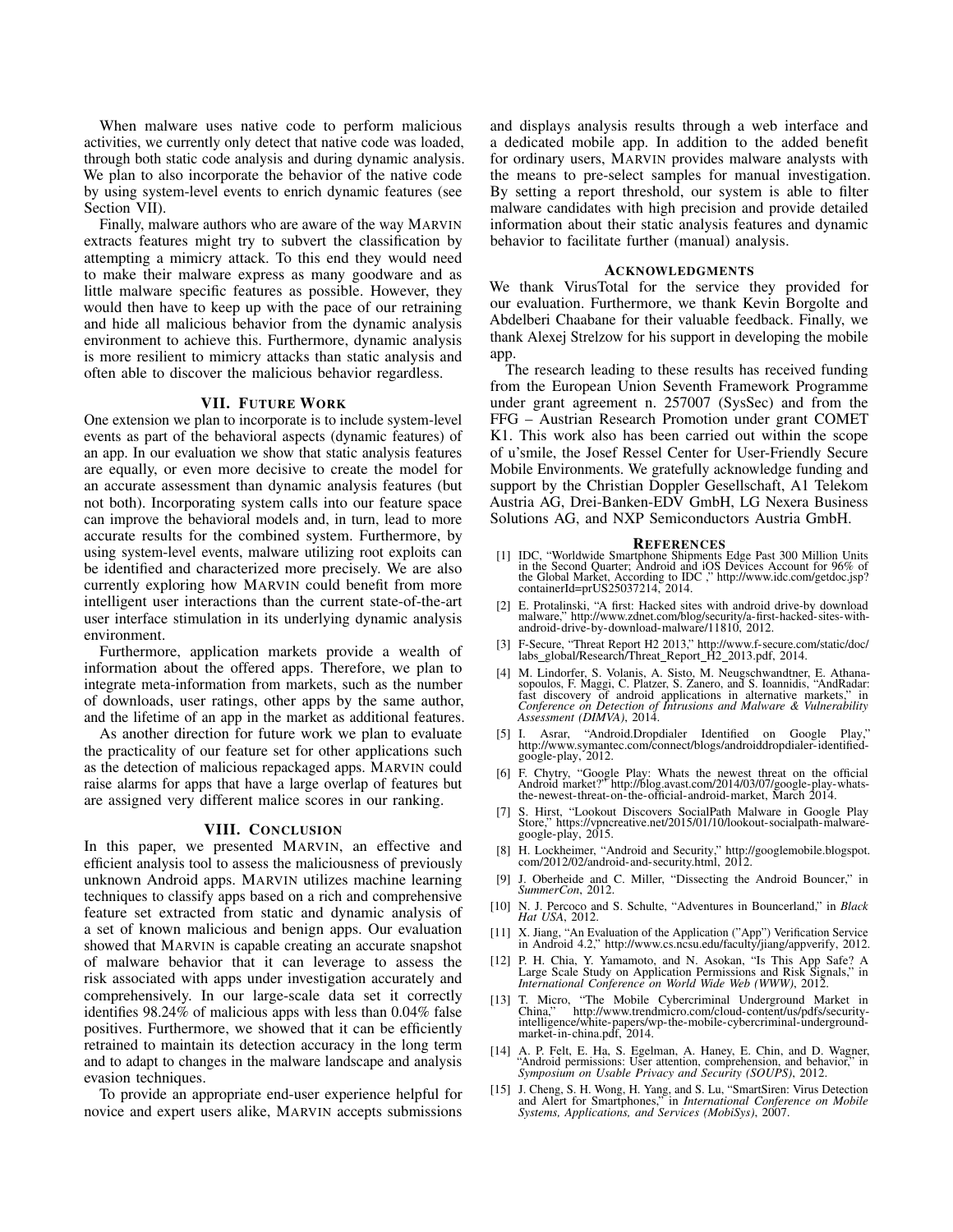When malware uses native code to perform malicious activities, we currently only detect that native code was loaded, through both static code analysis and during dynamic analysis. We plan to also incorporate the behavior of the native code by using system-level events to enrich dynamic features (see Section VII).

Finally, malware authors who are aware of the way MARVIN extracts features might try to subvert the classification by attempting a mimicry attack. To this end they would need to make their malware express as many goodware and as little malware specific features as possible. However, they would then have to keep up with the pace of our retraining and hide all malicious behavior from the dynamic analysis environment to achieve this. Furthermore, dynamic analysis is more resilient to mimicry attacks than static analysis and often able to discover the malicious behavior regardless.

## VII. Future Work

One extension we plan to incorporate is to include system-level events as part of the behavioral aspects (dynamic features) of an app. In our evaluation we show that static analysis features are equally, or even more decisive to create the model for an accurate assessment than dynamic analysis features (but not both). Incorporating system calls into our feature space can improve the behavioral models and, in turn, lead to more accurate results for the combined system. Furthermore, by using system-level events, malware utilizing root exploits can be identified and characterized more precisely. We are also currently exploring how MARVIN could benefit from more intelligent user interactions than the current state-of-the-art user interface stimulation in its underlying dynamic analysis environment.

Furthermore, application markets provide a wealth of information about the offered apps. Therefore, we plan to integrate meta-information from markets, such as the number of downloads, user ratings, other apps by the same author, and the lifetime of an app in the market as additional features.

As another direction for future work we plan to evaluate the practicality of our feature set for other applications such as the detection of malicious repackaged apps. MARVIN could raise alarms for apps that have a large overlap of features but are assigned very different malice scores in our ranking.

## VIII. Conclusion

In this paper, we presented MARVIN, an effective and efficient analysis tool to assess the maliciousness of previously unknown Android apps. MARVIN utilizes machine learning techniques to classify apps based on a rich and comprehensive feature set extracted from static and dynamic analysis of a set of known malicious and benign apps. Our evaluation showed that MARVIN is capable creating an accurate snapshot of malware behavior that it can leverage to assess the risk associated with apps under investigation accurately and comprehensively. In our large-scale data set it correctly identifies 98.24% of malicious apps with less than 0.04% false positives. Furthermore, we showed that it can be efficiently retrained to maintain its detection accuracy in the long term and to adapt to changes in the malware landscape and analysis evasion techniques.

To provide an appropriate end-user experience helpful for novice and expert users alike, MARVIN accepts submissions and displays analysis results through a web interface and a dedicated mobile app. In addition to the added benefit for ordinary users, MARVIN provides malware analysts with the means to pre-select samples for manual investigation. By setting a report threshold, our system is able to filter malware candidates with high precision and provide detailed information about their static analysis features and dynamic behavior to facilitate further (manual) analysis.

### Acknowledgments

We thank VirusTotal for the service they provided for our evaluation. Furthermore, we thank Kevin Borgolte and Abdelberi Chaabane for their valuable feedback. Finally, we thank Alexej Strelzow for his support in developing the mobile app.

The research leading to these results has received funding from the European Union Seventh Framework Programme under grant agreement n. 257007 (SysSec) and from the FFG – Austrian Research Promotion under grant COMET K1. This work also has been carried out within the scope of u'smile, the Josef Ressel Center for User-Friendly Secure Mobile Environments. We gratefully acknowledge funding and support by the Christian Doppler Gesellschaft, A1 Telekom Austria AG, Drei-Banken-EDV GmbH, LG Nexera Business Solutions AG, and NXP Semiconductors Austria GmbH.

## References

[1] IDC, "Worldwide Smartphone Shipments Edge Past 300 Million Units in the Second Quarter; Android and iOS Devices Account for 96% of the Global Market, According to IDC ," http://www.idc.com/getdoc.jsp?containerId=prUS25037214, 2014.

[2] E. Protalinski, "A first: Hacked sites with android drive-by download malware," http://www.zdnet.com/blog/security/a-first-hacked-sites-with-android-drive-by-download-malware/11810, 2012.

[3] F-Secure, "Threat Report H2 2013," http://www.f-secure.com/static/doc/labs_global/Research/Threat_Report_H2_2013.pdf, 2014.

[4] M. Lindorfer, S. Volanis, A. Sisto, M. Neugschwandtner, E. Athanasopoulos, F. Maggi, C. Platzer, S. Zanero, and S. Ioannidis, "AndRadar: fast discovery of android applications in alternative markets," in *Conference on Detection of Intrusions and Malware & Vulnerability Assessment (DIMVA)*, 2014.

[5] I. Asrar, "Android.Dropdialer Identified on Google Play," http://www.symantec.com/connect/blogs/androiddropdialer-identified-google-play, 2012.

[6] F. Chytry, "Google Play: Whats the newest threat on the official Android market?" http://blog.avast.com/2014/03/07/google-play-whats-the-newest-threat-on-the-official-android-market, March 2014.

[7] S. Hirst, "Lookout Discovers SocialPath Malware in Google Play Store," https://vpncreative.net/2015/01/10/lookout-socialpath-malware-google-play, 2015.

[8] H. Lockheimer, "Android and Security," http://googlemobile.blogspot.com/2012/02/android-and-security.html, 2012.

[9] J. Oberheide and C. Miller, "Dissecting the Android Bouncer," in *SummerCon*, 2012.

[10] N. J. Percoco and S. Schulte, "Adventures in Bouncerland," in *Black Hat USA*, 2012.

[11] X. Jiang, "An Evaluation of the Application ("App") Verification Service in Android 4.2," http://www.cs.ncsu.edu/faculty/jiang/appverify, 2012.

[12] P. H. Chia, Y. Yamamoto, and N. Asokan, "Is This App Safe? A Large Scale Study on Application Permissions and Risk Signals," in *International Conference on World Wide Web (WWW)*, 2012.

[13] T. Micro, "The Mobile Cybercriminal Underground Market in China," http://www.trendmicro.com/cloud-content/us/pdfs/security-intelligence/white-papers/wp-the-mobile-cybercriminal-underground-market-in-china.pdf, 2014.

[14] A. P. Felt, E. Ha, S. Egelman, A. Haney, E. Chin, and D. Wagner, "Android permissions: User attention, comprehension, and behavior," in *Symposium on Usable Privacy and Security (SOUPS)*, 2012.

[15] J. Cheng, S. H. Wong, H. Yang, and S. Lu, "SmartSiren: Virus Detection and Alert for Smartphones," in *International Conference on Mobile Systems, Applications, and Services (MobiSys)*, 2007.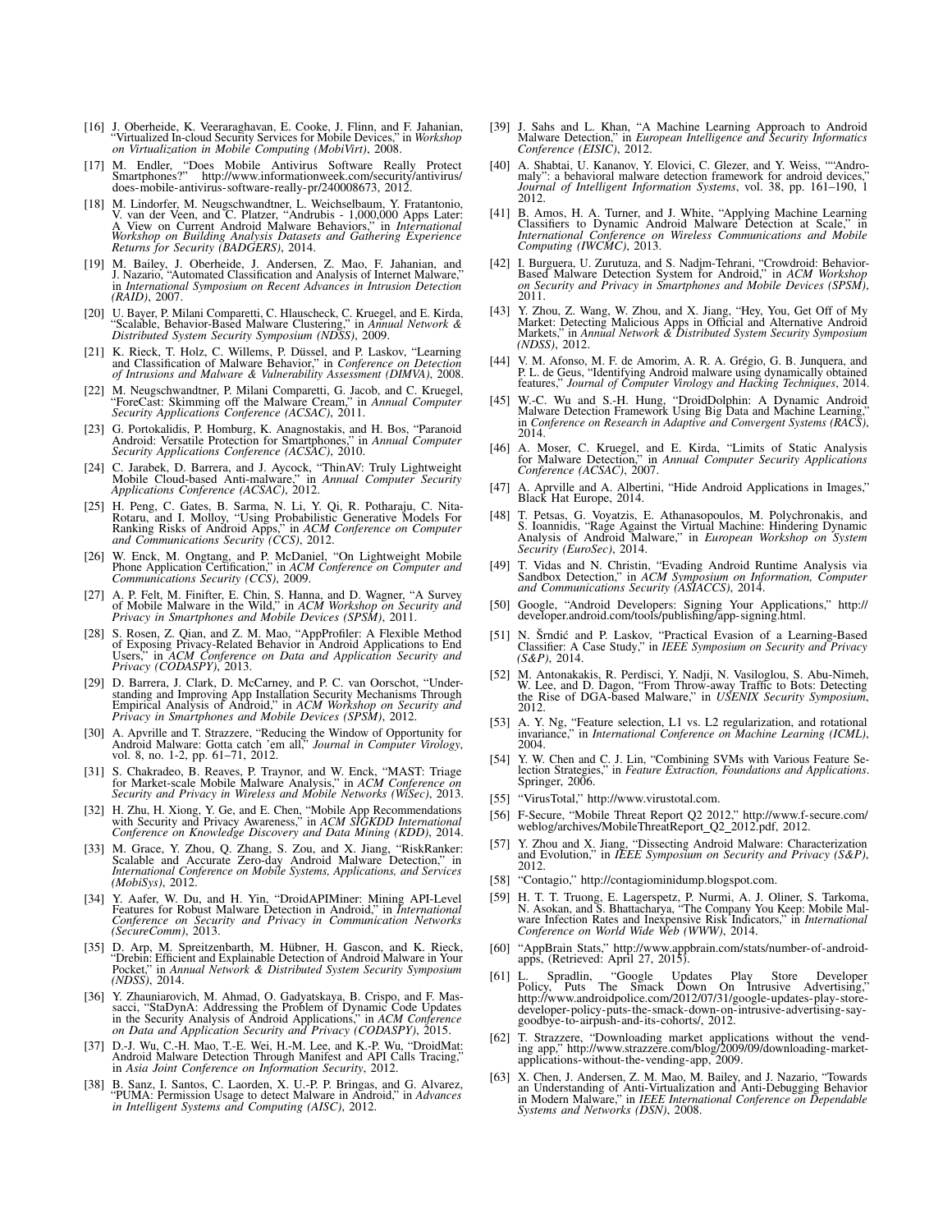[16] J. Oberheide, K. Veeraraghavan, E. Cooke, J. Flinn, and F. Jahanian, "Virtualized In-cloud Security Services for Mobile Devices," in *Workshop on Virtualization in Mobile Computing (MobiVirt)*, 2008.

[17] M. Endler, "Does Mobile Antivirus Software Really Protect Smartphones?" http://www.informationweek.com/security/antivirus/does-mobile-antivirus-software-really-pr/240008673, 2012.

[18] M. Lindorfer, M. Neugschwandtner, L. Weichselbaum, Y. Fratantonio, V. van der Veen, and C. Platzer, "Andrubis - 1,000,000 Apps Later: A View on Current Android Malware Behaviors," in *International Workshop on Building Analysis Datasets and Gathering Experience Returns for Security (BADGERS)*, 2014.

[19] M. Bailey, J. Oberheide, J. Andersen, Z. Mao, F. Jahanian, and J. Nazario, "Automated Classification and Analysis of Internet Malware," in *International Symposium on Recent Advances in Intrusion Detection (RAID)*, 2007.

[20] U. Bayer, P. Milani Comparetti, C. Hlauscheck, C. Kruegel, and E. Kirda, "Scalable, Behavior-Based Malware Clustering," in *Annual Network & Distributed System Security Symposium (NDSS)*, 2009.

[21] K. Rieck, T. Holz, C. Willems, P. Düssel, and P. Laskov, "Learning and Classification of Malware Behavior," in *Conference on Detection of Intrusions and Malware & Vulnerability Assessment (DIMVA)*, 2008.

[22] M. Neugschwandtner, P. Milani Comparetti, G. Jacob, and C. Kruegel, "ForeCast: Skimming off the Malware Cream," in *Annual Computer Security Applications Conference (ACSAC)*, 2011.

[23] G. Portokalidis, P. Homburg, K. Anagnostakis, and H. Bos, "Paranoid Android: Versatile Protection for Smartphones," in *Annual Computer Security Applications Conference (ACSAC)*, 2010.

[24] C. Jarabek, D. Barrera, and J. Aycock, "ThinAV: Truly Lightweight Mobile Cloud-based Anti-malware," in *Annual Computer Security Applications Conference (ACSAC)*, 2012.

[25] H. Peng, C. Gates, B. Sarma, N. Li, Y. Qi, R. Potharaju, C. Nita-Rotaru, and I. Molloy, "Using Probabilistic Generative Models For Ranking Risks of Android Apps," in *ACM Conference on Computer and Communications Security (CCS)*, 2012.

[26] W. Enck, M. Ongtang, and P. McDaniel, "On Lightweight Mobile Phone Application Certification," in *ACM Conference on Computer and Communications Security (CCS)*, 2009.

[27] A. P. Felt, M. Finifter, E. Chin, S. Hanna, and D. Wagner, "A Survey of Mobile Malware in the Wild," in *ACM Workshop on Security and Privacy in Smartphones and Mobile Devices (SPSM)*, 2011.

[28] S. Rosen, Z. Qian, and Z. M. Mao, "AppProfiler: A Flexible Method of Exposing Privacy-Related Behavior in Android Applications to End Users," in *ACM Conference on Data and Application Security and Privacy (CODASPY)*, 2013.

[29] D. Barrera, J. Clark, D. McCarney, and P. C. van Oorschot, "Understanding and Improving App Installation Security Mechanisms Through Empirical Analysis of Android," in *ACM Workshop on Security and Privacy in Smartphones and Mobile Devices (SPSM)*, 2012.

[30] A. Apvrille and T. Strazzere, "Reducing the Window of Opportunity for Android Malware: Gotta catch 'em all," *Journal in Computer Virology*, vol. 8, no. 1-2, pp. 61–71, 2012.

[31] S. Chakradeo, B. Reaves, P. Traynor, and W. Enck, "MAST: Triage for Market-scale Mobile Malware Analysis," in *ACM Conference on Security and Privacy in Wireless and Mobile Networks (WiSec)*, 2013.

[32] H. Zhu, H. Xiong, Y. Ge, and E. Chen, "Mobile App Recommendations with Security and Privacy Awareness," in *ACM SIGKDD International Conference on Knowledge Discovery and Data Mining (KDD)*, 2014.

[33] M. Grace, Y. Zhou, Q. Zhang, S. Zou, and X. Jiang, "RiskRanker: Scalable and Accurate Zero-day Android Malware Detection," in *International Conference on Mobile Systems, Applications, and Services (MobiSys)*, 2012.

[34] Y. Aafer, W. Du, and H. Yin, "DroidAPIMiner: Mining API-Level Features for Robust Malware Detection in Android," in *International Conference on Security and Privacy in Communication Networks (SecureComm)*, 2013.

[35] D. Arp, M. Spreitzenbarth, M. Hübner, H. Gascon, and K. Rieck, "Drebin: Efficient and Explainable Detection of Android Malware in Your Pocket," in *Annual Network & Distributed System Security Symposium (NDSS)*, 2014.

[36] Y. Zhauniarovich, M. Ahmad, O. Gadyatskaya, B. Crispo, and F. Massacci, "StaDynA: Addressing the Problem of Dynamic Code Updates in the Security Analysis of Android Applications," in *ACM Conference on Data and Application Security and Privacy (CODASPY)*, 2015.

[37] D.-J. Wu, C.-H. Mao, T.-E. Wei, H.-M. Lee, and K.-P. Wu, "DroidMat: Android Malware Detection Through Manifest and API Calls Tracing," in *Asia Joint Conference on Information Security*, 2012.

[38] B. Sanz, I. Santos, C. Laorden, X. U.-P. P. Bringas, and G. Alvarez, "PUMA: Permission Usage to detect Malware in Android," in *Advances in Intelligent Systems and Computing (AISC)*, 2012.

[39] J. Sahs and L. Khan, "A Machine Learning Approach to Android Malware Detection," in *European Intelligence and Security Informatics Conference (EISIC)*, 2012.

[40] A. Shabtai, U. Kananov, Y. Elovici, C. Glezer, and Y. Weiss, ""Andromaly": a behavioral malware detection framework for android devices," *Journal of Intelligent Information Systems*, vol. 38, pp. 161–190, 1 2012.

[41] B. Amos, H. A. Turner, and J. White, "Applying Machine Learning Classifiers to Dynamic Android Malware Detection at Scale," in *International Conference on Wireless Communications and Mobile Computing (IWCMC)*, 2013.

[42] I. Burguera, U. Zurutuza, and S. Nadjm-Tehrani, "Crowdroid: Behavior-Based Malware Detection System for Android," in *ACM Workshop on Security and Privacy in Smartphones and Mobile Devices (SPSM)*, 2011.

[43] Y. Zhou, Z. Wang, W. Zhou, and X. Jiang, "Hey, You, Get Off of My Market: Detecting Malicious Apps in Official and Alternative Android Markets," in *Annual Network & Distributed System Security Symposium (NDSS)*, 2012.

[44] V. M. Afonso, M. F. de Amorim, A. R. A. Grégio, G. B. Junquera, and P. L. de Geus, "Identifying Android malware using dynamically obtained features," *Journal of Computer Virology and Hacking Techniques*, 2014.

[45] W.-C. Wu and S.-H. Hung, "DroidDolphin: A Dynamic Android Malware Detection Framework Using Big Data and Machine Learning," in *Conference on Research in Adaptive and Convergent Systems (RACS)*, 2014.

[46] A. Moser, C. Kruegel, and E. Kirda, "Limits of Static Analysis for Malware Detection," in *Annual Computer Security Applications Conference (ACSAC)*, 2007.

[47] A. Apvrille and A. Albertini, "Hide Android Applications in Images," Black Hat Europe, 2014.

[48] T. Petsas, G. Voyatzis, E. Athanasopoulos, M. Polychronakis, and S. Ioannidis, "Rage Against the Virtual Machine: Hindering Dynamic Analysis of Android Malware," in *European Workshop on System Security (EuroSec)*, 2014.

[49] T. Vidas and N. Christin, "Evading Android Runtime Analysis via Sandbox Detection," in *ACM Symposium on Information, Computer and Communications Security (ASIACCS)*, 2014.

[50] Google, "Android Developers: Signing Your Applications," http://developer.android.com/tools/publishing/app-signing.html.

[51] N. Šrndić and P. Laskov, "Practical Evasion of a Learning-Based Classifier: A Case Study," in *IEEE Symposium on Security and Privacy (S&P)*, 2014.

[52] M. Antonakakis, R. Perdisci, Y. Nadji, N. Vasiloglou, S. Abu-Nimeh, W. Lee, and D. Dagon, "From Throw-away Traffic to Bots: Detecting the Rise of DGA-based Malware," in *USENIX Security Symposium*, 2012.

[53] A. Y. Ng, "Feature selection, L1 vs. L2 regularization, and rotational invariance," in *International Conference on Machine Learning (ICML)*, 2004.

[54] Y. W. Chen and C. J. Lin, "Combining SVMs with Various Feature Selection Strategies," in *Feature Extraction, Foundations and Applications*. Springer, 2006.

[55] "VirusTotal," http://www.virustotal.com.

[56] F-Secure, "Mobile Threat Report Q2 2012," http://www.f-secure.com/weblog/archives/MobileThreatReport_Q2_2012.pdf, 2012.

[57] Y. Zhou and X. Jiang, "Dissecting Android Malware: Characterization and Evolution," in *IEEE Symposium on Security and Privacy (S&P)*, 2012.

[58] "Contagio," http://contagiominidump.blogspot.com.

[59] H. T. T. Truong, E. Lagerspetz, P. Nurmi, A. J. Oliner, S. Tarkoma, N. Asokan, and S. Bhattacharya, "The Company You Keep: Mobile Malware Infection Rates and Inexpensive Risk Indicators," in *International Conference on World Wide Web (WWW)*, 2014.

[60] "AppBrain Stats," http://www.appbrain.com/stats/number-of-android-apps, (Retrieved: April 27, 2015).

[61] L. Spradlin, "Google Updates Play Store Developer Policy, Puts The Smack Down On Intrusive Advertising," http://www.androidpolice.com/2012/07/31/google-updates-play-store-developer-policy-puts-the-smack-down-on-intrusive-advertising-say-goodbye-to-airpush-and-its-cohorts/, 2012.

[62] T. Strazzere, "Downloading market applications without the vending app," http://www.strazzere.com/blog/2009/09/downloading-market-applications-without-the-vending-app, 2009.

[63] X. Chen, J. Andersen, Z. M. Mao, M. Bailey, and J. Nazario, "Towards an Understanding of Anti-Virtualization and Anti-Debugging Behavior in Modern Malware," in *IEEE International Conference on Dependable Systems and Networks (DSN)*, 2008.